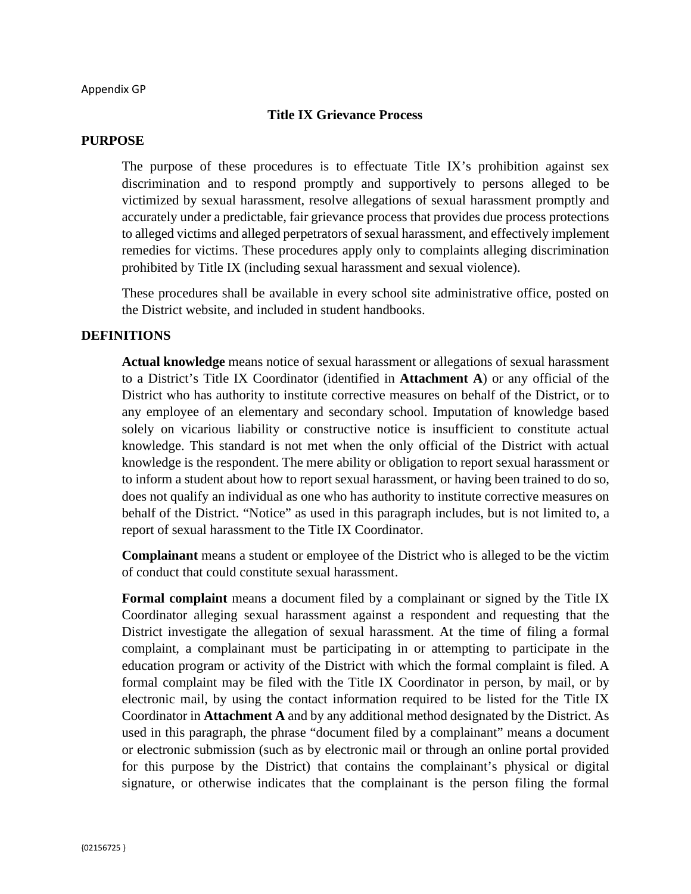Appendix GP

# Title IX Grievance Process

## PURPOSE

The purpose of these procedures is to effectuate Title IX's prohibition against sex discrimination and to respond promptly and supportively to persons alleged to be victimized by sexual harassment, resolve allegations of sexual harassment promptly and accurately under a predictable, fair grievance process that provides due process protections to alleged victims and alleged perpetrators of sexual harassment, and effectively implement remedies for victims. These procedures apply only to complaints alleging discrimination prohibited by Title IX (including sexual harassment and sexual violence).

These procedures shall be available in every school site administrative office, posted on the District website, and included in student handbooks.

## DEFINITIONS

**Actual knowledge** means notice of sexual harassment or allegations of sexual harassment to a District's Title IX Coordinator (identified in **Attachment A**) or any official of the District who has authority to institute corrective measures on behalf of the District, or to any employee of an elementary and secondary school. Imputation of knowledge based solely on vicarious liability or constructive notice is insufficient to constitute actual knowledge. This standard is not met when the only official of the District with actual knowledge is the respondent. The mere ability or obligation to report sexual harassment or to inform a student about how to report sexual harassment, or having been trained to do so, does not qualify an individual as one who has authority to institute corrective measures on behalf of the District. "Notice" as used in this paragraph includes, but is not limited to, a report of sexual harassment to the Title IX Coordinator.

**Complainant** means a student or employee of the District who is alleged to be the victim of conduct that could constitute sexual harassment.

**Formal complaint** means a document filed by a complainant or signed by the Title IX Coordinator alleging sexual harassment against a respondent and requesting that the District investigate the allegation of sexual harassment. At the time of filing a formal complaint, a complainant must be participating in or attempting to participate in the education program or activity of the District with which the formal complaint is filed. A formal complaint may be filed with the Title IX Coordinator in person, by mail, or by electronic mail, by using the contact information required to be listed for the Title IX Coordinator in **Attachment A** and by any additional method designated by the District. As used in this paragraph, the phrase "document filed by a complainant" means a document or electronic submission (such as by electronic mail or through an online portal provided for this purpose by the District) that contains the complainant's physical or digital signature, or otherwise indicates that the complainant is the person filing the formal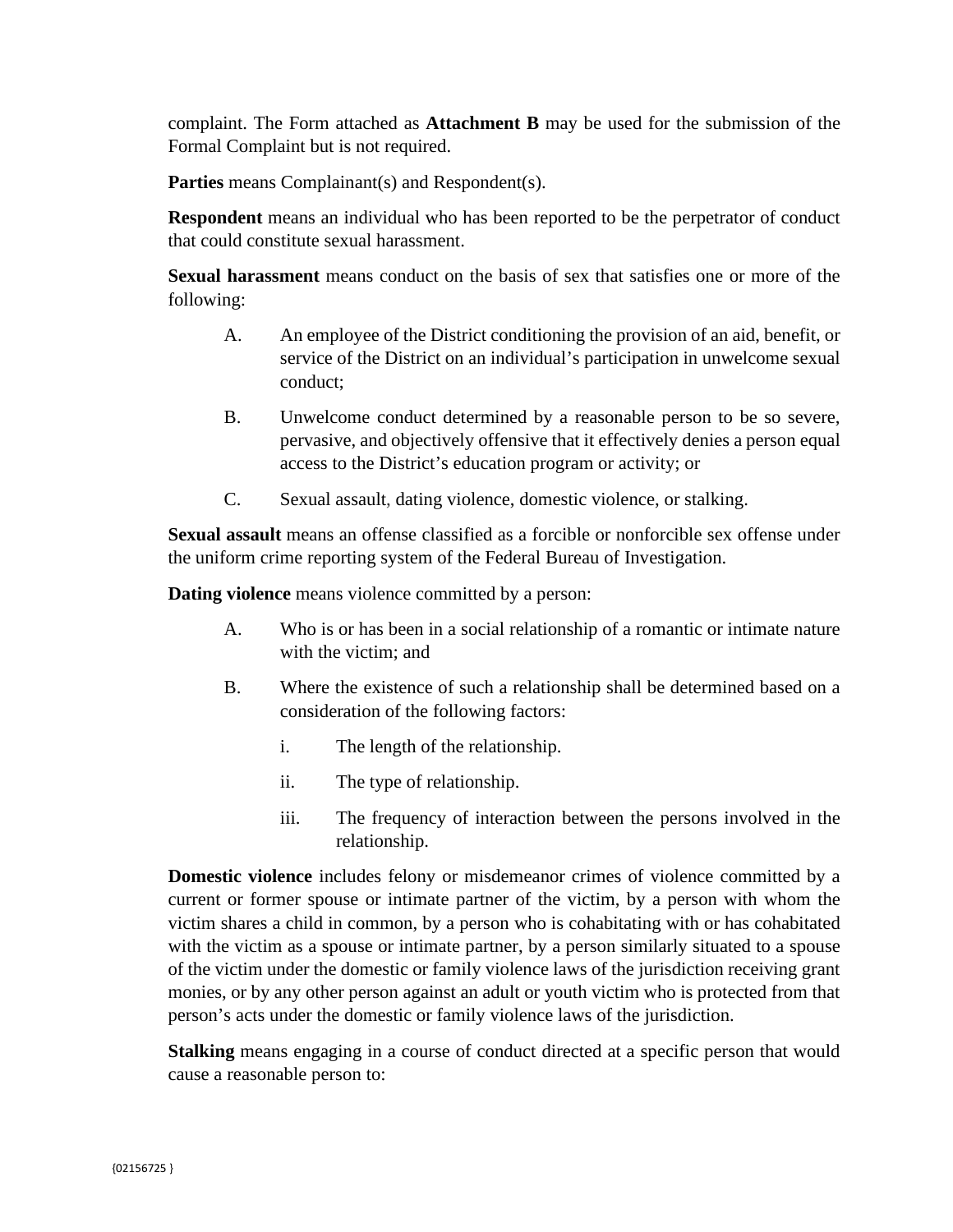complaint. The Form attached as **Attachment B** may be used for the submission of the Formal Complaint but is not required.

**Parties** means Complainant(s) and Respondent(s).

**Respondent** means an individual who has been reported to be the perpetrator of conduct that could constitute sexual harassment.

**Sexual harassment** means conduct on the basis of sex that satisfies one or more of the following:

A. An employee of the District conditioning the provision of an aid, benefit, or service of the District on an individual's participation in unwelcome sexual conduct;

B. Unwelcome conduct determined by a reasonable person to be so severe, pervasive, and objectively offensive that it effectively denies a person equal access to the District's education program or activity; or

C. Sexual assault, dating violence, domestic violence, or stalking.

**Sexual assault** means an offense classified as a forcible or nonforcible sex offense under the uniform crime reporting system of the Federal Bureau of Investigation.

**Dating violence** means violence committed by a person:

A. Who is or has been in a social relationship of a romantic or intimate nature with the victim; and

B. Where the existence of such a relationship shall be determined based on a consideration of the following factors:

   i. The length of the relationship.

   ii. The type of relationship.

   iii. The frequency of interaction between the persons involved in the relationship.

**Domestic violence** includes felony or misdemeanor crimes of violence committed by a current or former spouse or intimate partner of the victim, by a person with whom the victim shares a child in common, by a person who is cohabitating with or has cohabitated with the victim as a spouse or intimate partner, by a person similarly situated to a spouse of the victim under the domestic or family violence laws of the jurisdiction receiving grant monies, or by any other person against an adult or youth victim who is protected from that person's acts under the domestic or family violence laws of the jurisdiction.

**Stalking** means engaging in a course of conduct directed at a specific person that would cause a reasonable person to: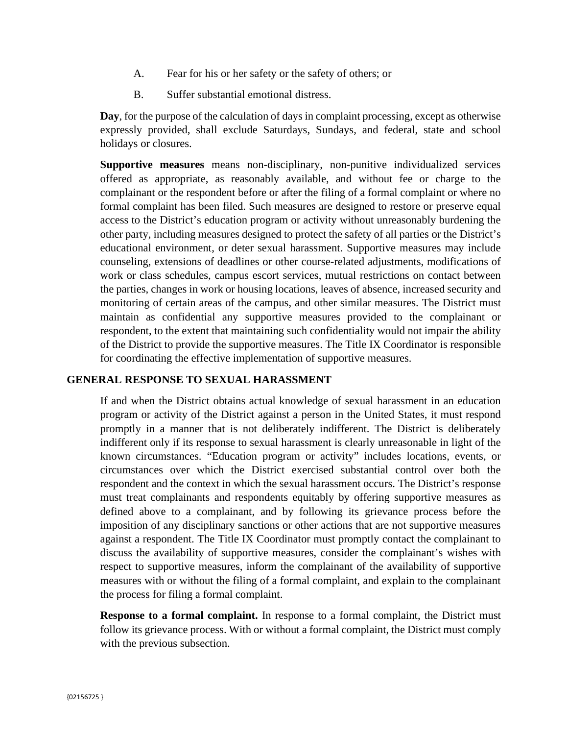A. Fear for his or her safety or the safety of others; or

B. Suffer substantial emotional distress.

**Day**, for the purpose of the calculation of days in complaint processing, except as otherwise expressly provided, shall exclude Saturdays, Sundays, and federal, state and school holidays or closures.

**Supportive measures** means non-disciplinary, non-punitive individualized services offered as appropriate, as reasonably available, and without fee or charge to the complainant or the respondent before or after the filing of a formal complaint or where no formal complaint has been filed. Such measures are designed to restore or preserve equal access to the District's education program or activity without unreasonably burdening the other party, including measures designed to protect the safety of all parties or the District's educational environment, or deter sexual harassment. Supportive measures may include counseling, extensions of deadlines or other course-related adjustments, modifications of work or class schedules, campus escort services, mutual restrictions on contact between the parties, changes in work or housing locations, leaves of absence, increased security and monitoring of certain areas of the campus, and other similar measures. The District must maintain as confidential any supportive measures provided to the complainant or respondent, to the extent that maintaining such confidentiality would not impair the ability of the District to provide the supportive measures. The Title IX Coordinator is responsible for coordinating the effective implementation of supportive measures.

## GENERAL RESPONSE TO SEXUAL HARASSMENT

If and when the District obtains actual knowledge of sexual harassment in an education program or activity of the District against a person in the United States, it must respond promptly in a manner that is not deliberately indifferent. The District is deliberately indifferent only if its response to sexual harassment is clearly unreasonable in light of the known circumstances. "Education program or activity" includes locations, events, or circumstances over which the District exercised substantial control over both the respondent and the context in which the sexual harassment occurs. The District's response must treat complainants and respondents equitably by offering supportive measures as defined above to a complainant, and by following its grievance process before the imposition of any disciplinary sanctions or other actions that are not supportive measures against a respondent. The Title IX Coordinator must promptly contact the complainant to discuss the availability of supportive measures, consider the complainant's wishes with respect to supportive measures, inform the complainant of the availability of supportive measures with or without the filing of a formal complaint, and explain to the complainant the process for filing a formal complaint.

**Response to a formal complaint.** In response to a formal complaint, the District must follow its grievance process. With or without a formal complaint, the District must comply with the previous subsection.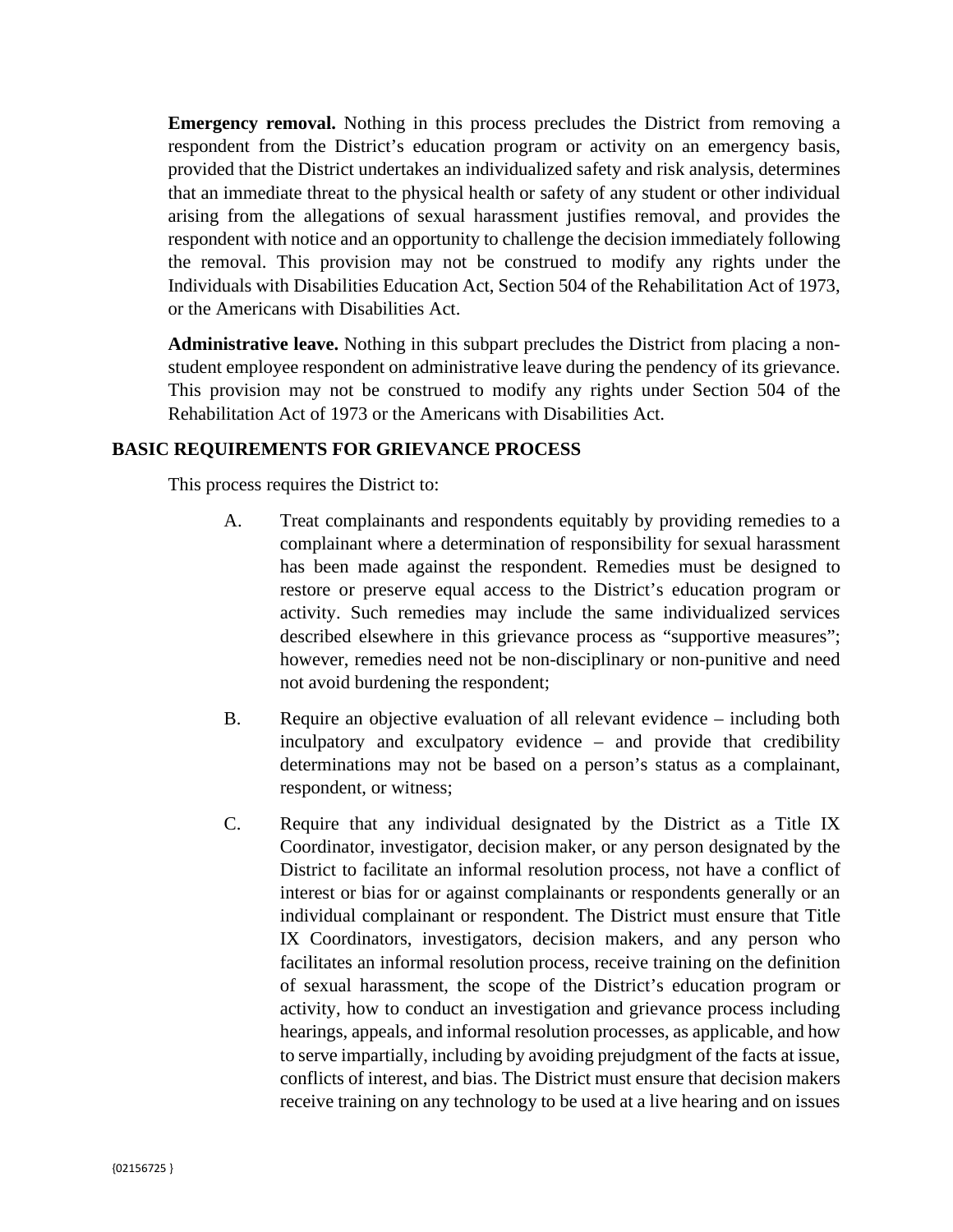**Emergency removal.** Nothing in this process precludes the District from removing a respondent from the District's education program or activity on an emergency basis, provided that the District undertakes an individualized safety and risk analysis, determines that an immediate threat to the physical health or safety of any student or other individual arising from the allegations of sexual harassment justifies removal, and provides the respondent with notice and an opportunity to challenge the decision immediately following the removal. This provision may not be construed to modify any rights under the Individuals with Disabilities Education Act, Section 504 of the Rehabilitation Act of 1973, or the Americans with Disabilities Act.

**Administrative leave.** Nothing in this subpart precludes the District from placing a non-student employee respondent on administrative leave during the pendency of its grievance. This provision may not be construed to modify any rights under Section 504 of the Rehabilitation Act of 1973 or the Americans with Disabilities Act.

## BASIC REQUIREMENTS FOR GRIEVANCE PROCESS

This process requires the District to:

A. Treat complainants and respondents equitably by providing remedies to a complainant where a determination of responsibility for sexual harassment has been made against the respondent. Remedies must be designed to restore or preserve equal access to the District's education program or activity. Such remedies may include the same individualized services described elsewhere in this grievance process as "supportive measures"; however, remedies need not be non-disciplinary or non-punitive and need not avoid burdening the respondent;

B. Require an objective evaluation of all relevant evidence – including both inculpatory and exculpatory evidence – and provide that credibility determinations may not be based on a person's status as a complainant, respondent, or witness;

C. Require that any individual designated by the District as a Title IX Coordinator, investigator, decision maker, or any person designated by the District to facilitate an informal resolution process, not have a conflict of interest or bias for or against complainants or respondents generally or an individual complainant or respondent. The District must ensure that Title IX Coordinators, investigators, decision makers, and any person who facilitates an informal resolution process, receive training on the definition of sexual harassment, the scope of the District's education program or activity, how to conduct an investigation and grievance process including hearings, appeals, and informal resolution processes, as applicable, and how to serve impartially, including by avoiding prejudgment of the facts at issue, conflicts of interest, and bias. The District must ensure that decision makers receive training on any technology to be used at a live hearing and on issues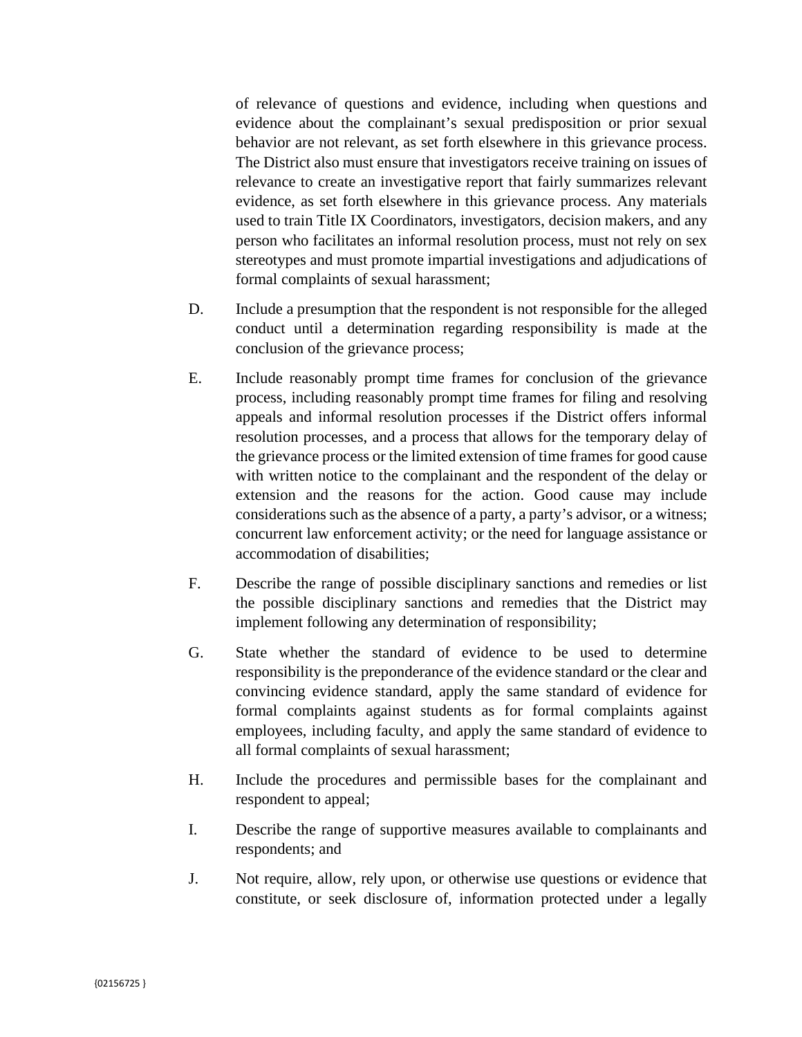of relevance of questions and evidence, including when questions and evidence about the complainant's sexual predisposition or prior sexual behavior are not relevant, as set forth elsewhere in this grievance process. The District also must ensure that investigators receive training on issues of relevance to create an investigative report that fairly summarizes relevant evidence, as set forth elsewhere in this grievance process. Any materials used to train Title IX Coordinators, investigators, decision makers, and any person who facilitates an informal resolution process, must not rely on sex stereotypes and must promote impartial investigations and adjudications of formal complaints of sexual harassment;

D. Include a presumption that the respondent is not responsible for the alleged conduct until a determination regarding responsibility is made at the conclusion of the grievance process;

E. Include reasonably prompt time frames for conclusion of the grievance process, including reasonably prompt time frames for filing and resolving appeals and informal resolution processes if the District offers informal resolution processes, and a process that allows for the temporary delay of the grievance process or the limited extension of time frames for good cause with written notice to the complainant and the respondent of the delay or extension and the reasons for the action. Good cause may include considerations such as the absence of a party, a party's advisor, or a witness; concurrent law enforcement activity; or the need for language assistance or accommodation of disabilities;

F. Describe the range of possible disciplinary sanctions and remedies or list the possible disciplinary sanctions and remedies that the District may implement following any determination of responsibility;

G. State whether the standard of evidence to be used to determine responsibility is the preponderance of the evidence standard or the clear and convincing evidence standard, apply the same standard of evidence for formal complaints against students as for formal complaints against employees, including faculty, and apply the same standard of evidence to all formal complaints of sexual harassment;

H. Include the procedures and permissible bases for the complainant and respondent to appeal;

I. Describe the range of supportive measures available to complainants and respondents; and

J. Not require, allow, rely upon, or otherwise use questions or evidence that constitute, or seek disclosure of, information protected under a legally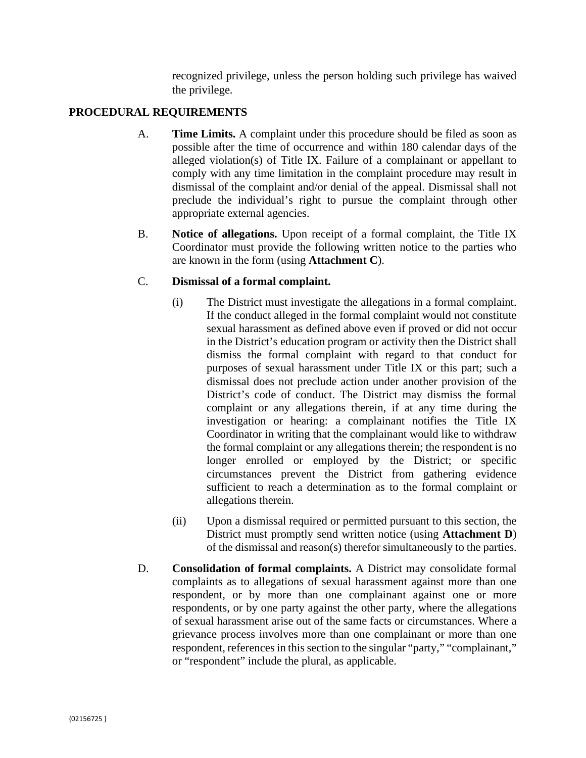recognized privilege, unless the person holding such privilege has waived the privilege.

## PROCEDURAL REQUIREMENTS

A. **Time Limits.** A complaint under this procedure should be filed as soon as possible after the time of occurrence and within 180 calendar days of the alleged violation(s) of Title IX. Failure of a complainant or appellant to comply with any time limitation in the complaint procedure may result in dismissal of the complaint and/or denial of the appeal. Dismissal shall not preclude the individual's right to pursue the complaint through other appropriate external agencies.

B. **Notice of allegations.** Upon receipt of a formal complaint, the Title IX Coordinator must provide the following written notice to the parties who are known in the form (using **Attachment C**).

C. **Dismissal of a formal complaint.**

(i) The District must investigate the allegations in a formal complaint. If the conduct alleged in the formal complaint would not constitute sexual harassment as defined above even if proved or did not occur in the District's education program or activity then the District shall dismiss the formal complaint with regard to that conduct for purposes of sexual harassment under Title IX or this part; such a dismissal does not preclude action under another provision of the District's code of conduct. The District may dismiss the formal complaint or any allegations therein, if at any time during the investigation or hearing: a complainant notifies the Title IX Coordinator in writing that the complainant would like to withdraw the formal complaint or any allegations therein; the respondent is no longer enrolled or employed by the District; or specific circumstances prevent the District from gathering evidence sufficient to reach a determination as to the formal complaint or allegations therein.

(ii) Upon a dismissal required or permitted pursuant to this section, the District must promptly send written notice (using **Attachment D**) of the dismissal and reason(s) therefor simultaneously to the parties.

D. **Consolidation of formal complaints.** A District may consolidate formal complaints as to allegations of sexual harassment against more than one respondent, or by more than one complainant against one or more respondents, or by one party against the other party, where the allegations of sexual harassment arise out of the same facts or circumstances. Where a grievance process involves more than one complainant or more than one respondent, references in this section to the singular "party," "complainant," or "respondent" include the plural, as applicable.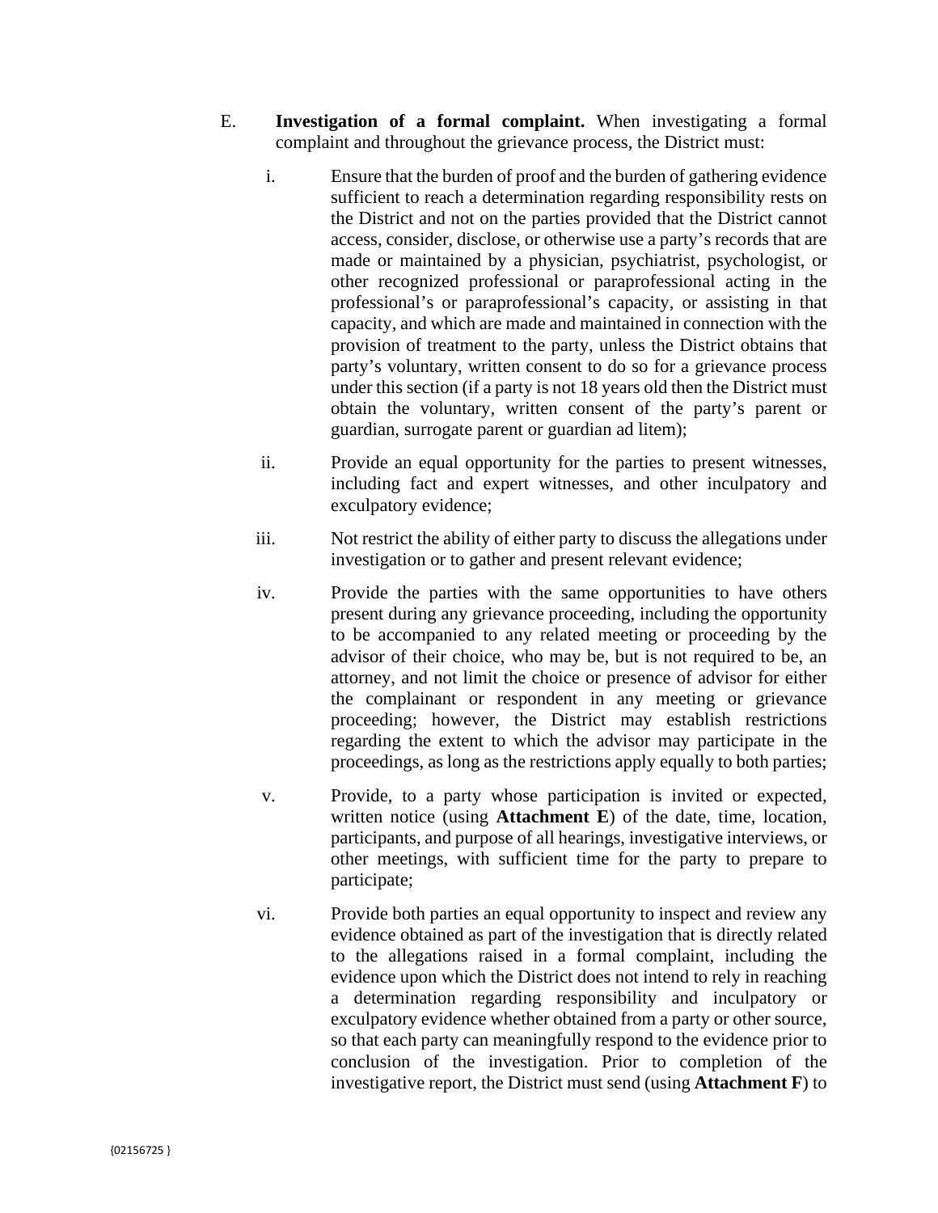E. **Investigation of a formal complaint.** When investigating a formal complaint and throughout the grievance process, the District must:

i. Ensure that the burden of proof and the burden of gathering evidence sufficient to reach a determination regarding responsibility rests on the District and not on the parties provided that the District cannot access, consider, disclose, or otherwise use a party's records that are made or maintained by a physician, psychiatrist, psychologist, or other recognized professional or paraprofessional acting in the professional's or paraprofessional's capacity, or assisting in that capacity, and which are made and maintained in connection with the provision of treatment to the party, unless the District obtains that party's voluntary, written consent to do so for a grievance process under this section (if a party is not 18 years old then the District must obtain the voluntary, written consent of the party's parent or guardian, surrogate parent or guardian ad litem);

ii. Provide an equal opportunity for the parties to present witnesses, including fact and expert witnesses, and other inculpatory and exculpatory evidence;

iii. Not restrict the ability of either party to discuss the allegations under investigation or to gather and present relevant evidence;

iv. Provide the parties with the same opportunities to have others present during any grievance proceeding, including the opportunity to be accompanied to any related meeting or proceeding by the advisor of their choice, who may be, but is not required to be, an attorney, and not limit the choice or presence of advisor for either the complainant or respondent in any meeting or grievance proceeding; however, the District may establish restrictions regarding the extent to which the advisor may participate in the proceedings, as long as the restrictions apply equally to both parties;

v. Provide, to a party whose participation is invited or expected, written notice (using **Attachment E**) of the date, time, location, participants, and purpose of all hearings, investigative interviews, or other meetings, with sufficient time for the party to prepare to participate;

vi. Provide both parties an equal opportunity to inspect and review any evidence obtained as part of the investigation that is directly related to the allegations raised in a formal complaint, including the evidence upon which the District does not intend to rely in reaching a determination regarding responsibility and inculpatory or exculpatory evidence whether obtained from a party or other source, so that each party can meaningfully respond to the evidence prior to conclusion of the investigation. Prior to completion of the investigative report, the District must send (using **Attachment F**) to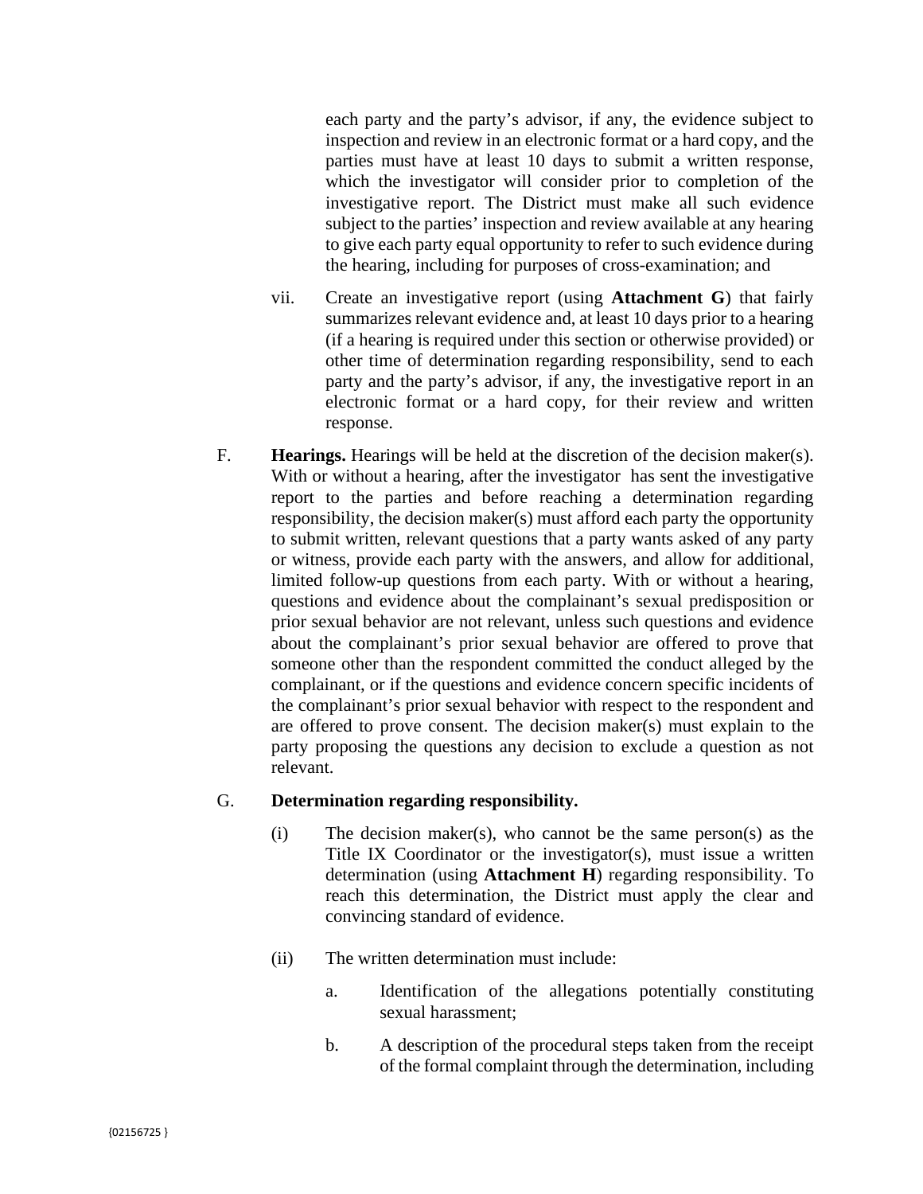each party and the party's advisor, if any, the evidence subject to inspection and review in an electronic format or a hard copy, and the parties must have at least 10 days to submit a written response, which the investigator will consider prior to completion of the investigative report. The District must make all such evidence subject to the parties' inspection and review available at any hearing to give each party equal opportunity to refer to such evidence during the hearing, including for purposes of cross-examination; and

vii. Create an investigative report (using **Attachment G**) that fairly summarizes relevant evidence and, at least 10 days prior to a hearing (if a hearing is required under this section or otherwise provided) or other time of determination regarding responsibility, send to each party and the party's advisor, if any, the investigative report in an electronic format or a hard copy, for their review and written response.

F. **Hearings.** Hearings will be held at the discretion of the decision maker(s). With or without a hearing, after the investigator has sent the investigative report to the parties and before reaching a determination regarding responsibility, the decision maker(s) must afford each party the opportunity to submit written, relevant questions that a party wants asked of any party or witness, provide each party with the answers, and allow for additional, limited follow-up questions from each party. With or without a hearing, questions and evidence about the complainant's sexual predisposition or prior sexual behavior are not relevant, unless such questions and evidence about the complainant's prior sexual behavior are offered to prove that someone other than the respondent committed the conduct alleged by the complainant, or if the questions and evidence concern specific incidents of the complainant's prior sexual behavior with respect to the respondent and are offered to prove consent. The decision maker(s) must explain to the party proposing the questions any decision to exclude a question as not relevant.

G. **Determination regarding responsibility.**

(i) The decision maker(s), who cannot be the same person(s) as the Title IX Coordinator or the investigator(s), must issue a written determination (using **Attachment H**) regarding responsibility. To reach this determination, the District must apply the clear and convincing standard of evidence.

(ii) The written determination must include:

a. Identification of the allegations potentially constituting sexual harassment;

b. A description of the procedural steps taken from the receipt of the formal complaint through the determination, including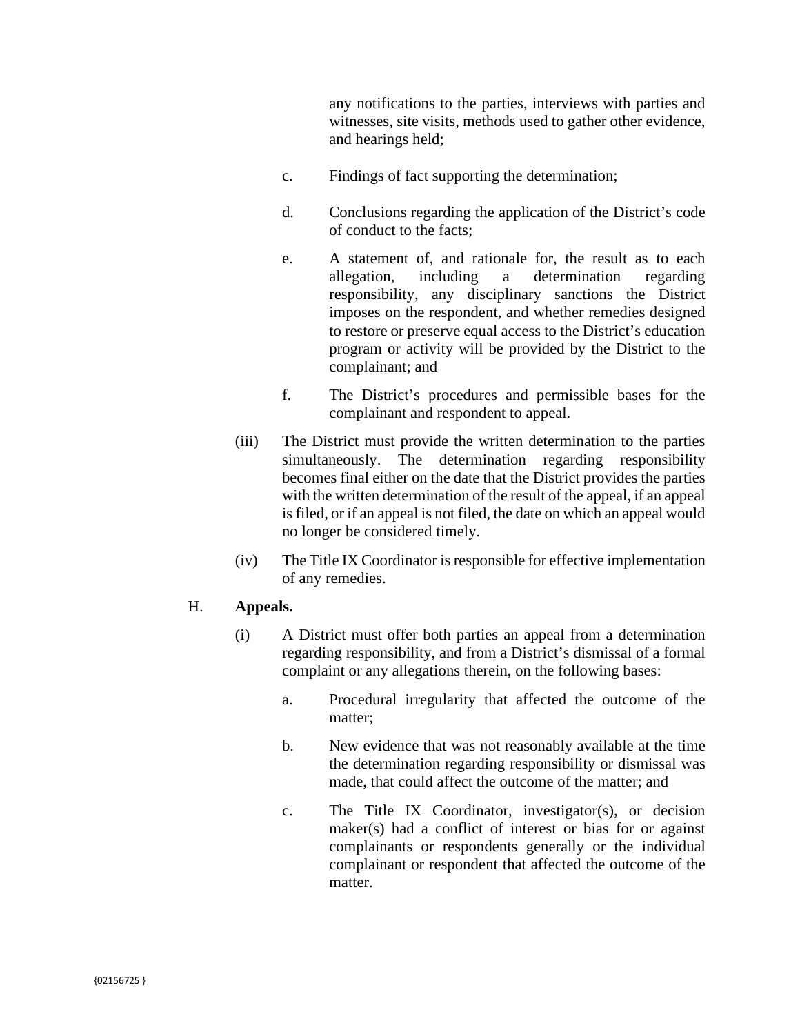any notifications to the parties, interviews with parties and witnesses, site visits, methods used to gather other evidence, and hearings held;

c. Findings of fact supporting the determination;

d. Conclusions regarding the application of the District's code of conduct to the facts;

e. A statement of, and rationale for, the result as to each allegation, including a determination regarding responsibility, any disciplinary sanctions the District imposes on the respondent, and whether remedies designed to restore or preserve equal access to the District's education program or activity will be provided by the District to the complainant; and

f. The District's procedures and permissible bases for the complainant and respondent to appeal.

(iii) The District must provide the written determination to the parties simultaneously. The determination regarding responsibility becomes final either on the date that the District provides the parties with the written determination of the result of the appeal, if an appeal is filed, or if an appeal is not filed, the date on which an appeal would no longer be considered timely.

(iv) The Title IX Coordinator is responsible for effective implementation of any remedies.

H. **Appeals.**

(i) A District must offer both parties an appeal from a determination regarding responsibility, and from a District's dismissal of a formal complaint or any allegations therein, on the following bases:

a. Procedural irregularity that affected the outcome of the matter;

b. New evidence that was not reasonably available at the time the determination regarding responsibility or dismissal was made, that could affect the outcome of the matter; and

c. The Title IX Coordinator, investigator(s), or decision maker(s) had a conflict of interest or bias for or against complainants or respondents generally or the individual complainant or respondent that affected the outcome of the matter.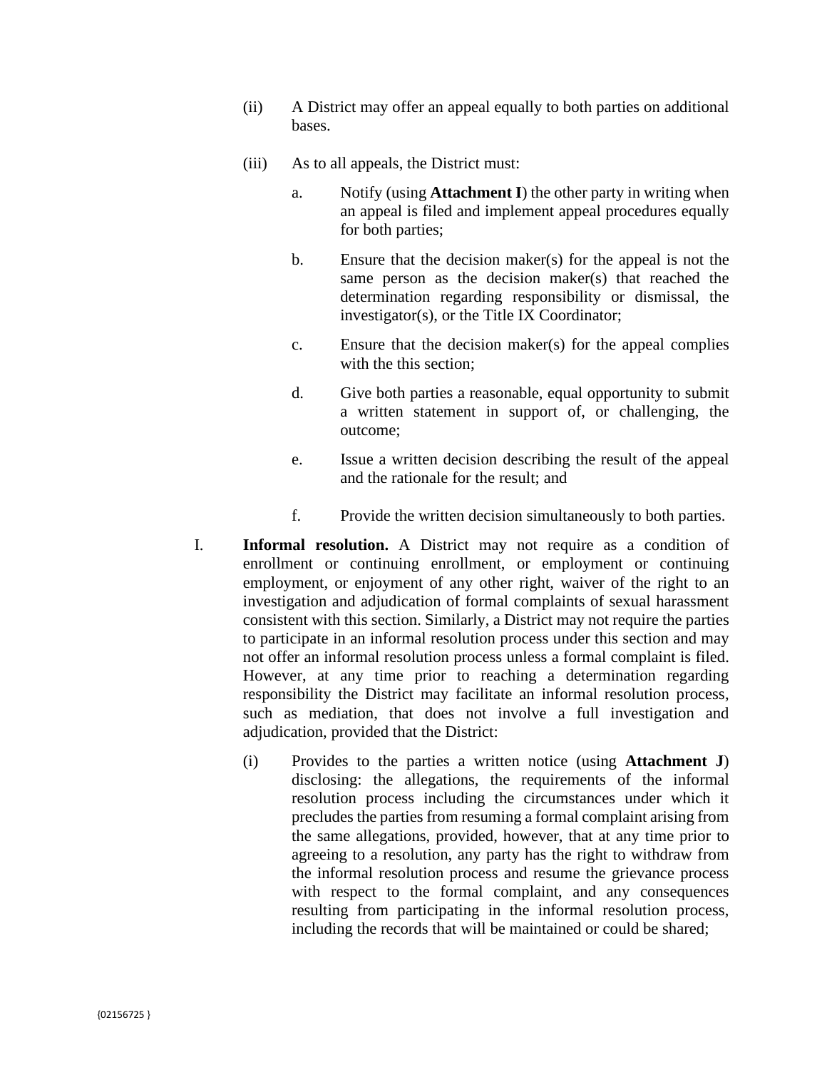(ii) A District may offer an appeal equally to both parties on additional bases.

(iii) As to all appeals, the District must:

a. Notify (using **Attachment I**) the other party in writing when an appeal is filed and implement appeal procedures equally for both parties;

b. Ensure that the decision maker(s) for the appeal is not the same person as the decision maker(s) that reached the determination regarding responsibility or dismissal, the investigator(s), or the Title IX Coordinator;

c. Ensure that the decision maker(s) for the appeal complies with the this section;

d. Give both parties a reasonable, equal opportunity to submit a written statement in support of, or challenging, the outcome;

e. Issue a written decision describing the result of the appeal and the rationale for the result; and

f. Provide the written decision simultaneously to both parties.

I. **Informal resolution.** A District may not require as a condition of enrollment or continuing enrollment, or employment or continuing employment, or enjoyment of any other right, waiver of the right to an investigation and adjudication of formal complaints of sexual harassment consistent with this section. Similarly, a District may not require the parties to participate in an informal resolution process under this section and may not offer an informal resolution process unless a formal complaint is filed. However, at any time prior to reaching a determination regarding responsibility the District may facilitate an informal resolution process, such as mediation, that does not involve a full investigation and adjudication, provided that the District:

(i) Provides to the parties a written notice (using **Attachment J**) disclosing: the allegations, the requirements of the informal resolution process including the circumstances under which it precludes the parties from resuming a formal complaint arising from the same allegations, provided, however, that at any time prior to agreeing to a resolution, any party has the right to withdraw from the informal resolution process and resume the grievance process with respect to the formal complaint, and any consequences resulting from participating in the informal resolution process, including the records that will be maintained or could be shared;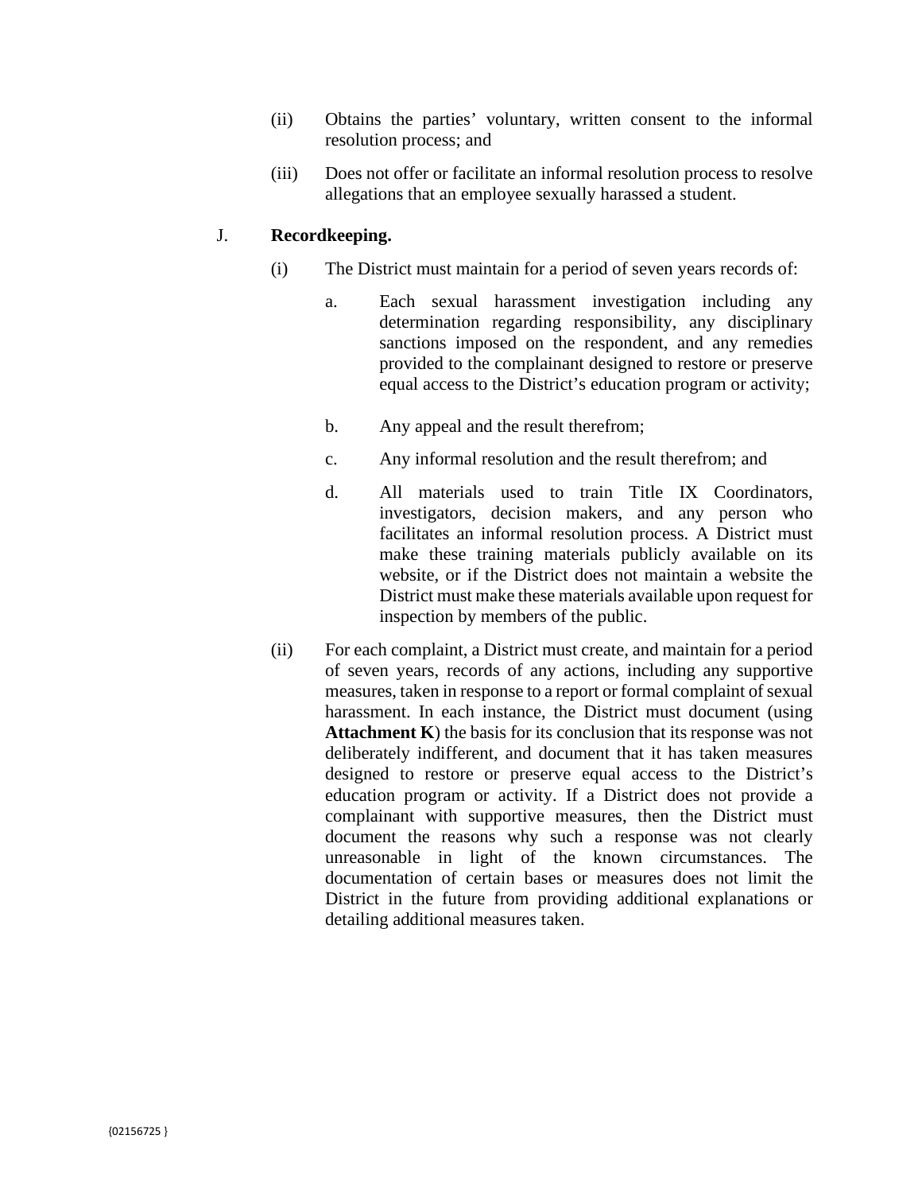(ii) Obtains the parties' voluntary, written consent to the informal resolution process; and

(iii) Does not offer or facilitate an informal resolution process to resolve allegations that an employee sexually harassed a student.

J. **Recordkeeping.**

(i) The District must maintain for a period of seven years records of:

a. Each sexual harassment investigation including any determination regarding responsibility, any disciplinary sanctions imposed on the respondent, and any remedies provided to the complainant designed to restore or preserve equal access to the District's education program or activity;

b. Any appeal and the result therefrom;

c. Any informal resolution and the result therefrom; and

d. All materials used to train Title IX Coordinators, investigators, decision makers, and any person who facilitates an informal resolution process. A District must make these training materials publicly available on its website, or if the District does not maintain a website the District must make these materials available upon request for inspection by members of the public.

(ii) For each complaint, a District must create, and maintain for a period of seven years, records of any actions, including any supportive measures, taken in response to a report or formal complaint of sexual harassment. In each instance, the District must document (using **Attachment K**) the basis for its conclusion that its response was not deliberately indifferent, and document that it has taken measures designed to restore or preserve equal access to the District's education program or activity. If a District does not provide a complainant with supportive measures, then the District must document the reasons why such a response was not clearly unreasonable in light of the known circumstances. The documentation of certain bases or measures does not limit the District in the future from providing additional explanations or detailing additional measures taken.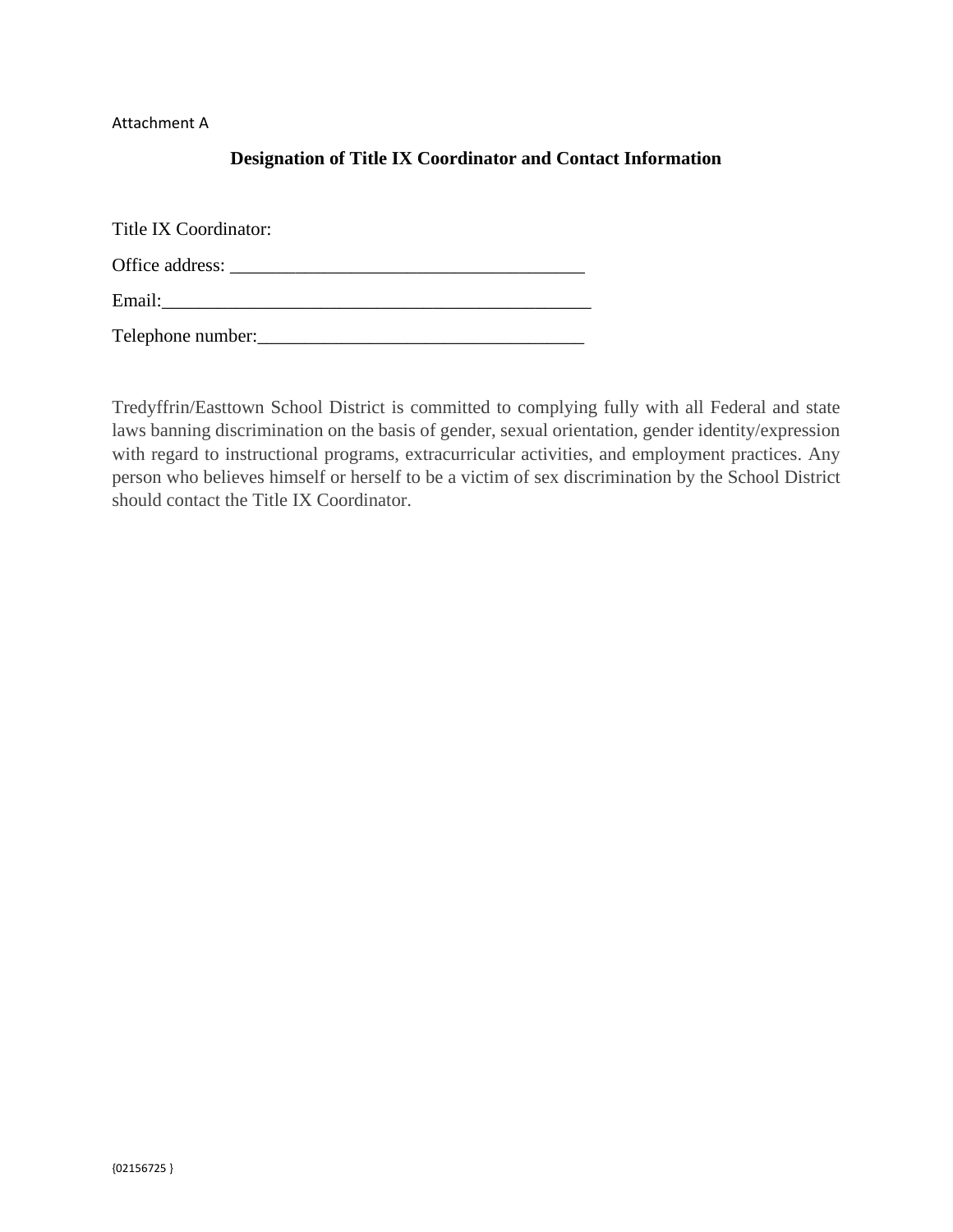Attachment A

## Designation of Title IX Coordinator and Contact Information

Title IX Coordinator:

Office address: _____________________________________

Email:______________________________________________

Telephone number:__________________________________

Tredyffrin/Easttown School District is committed to complying fully with all Federal and state laws banning discrimination on the basis of gender, sexual orientation, gender identity/expression with regard to instructional programs, extracurricular activities, and employment practices. Any person who believes himself or herself to be a victim of sex discrimination by the School District should contact the Title IX Coordinator.

{02156725 }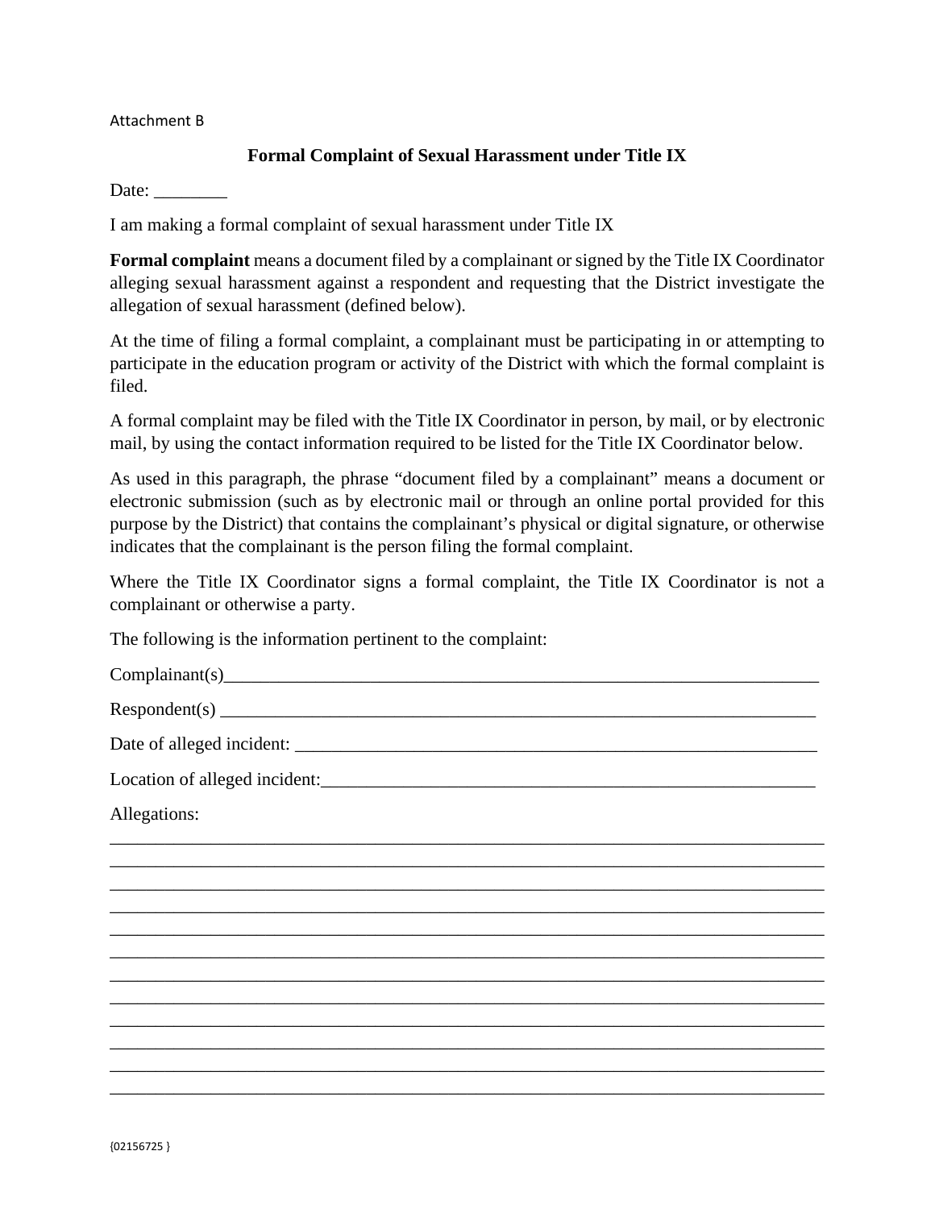Attachment B

## Formal Complaint of Sexual Harassment under Title IX

Date: ________

I am making a formal complaint of sexual harassment under Title IX

**Formal complaint** means a document filed by a complainant or signed by the Title IX Coordinator alleging sexual harassment against a respondent and requesting that the District investigate the allegation of sexual harassment (defined below).

At the time of filing a formal complaint, a complainant must be participating in or attempting to participate in the education program or activity of the District with which the formal complaint is filed.

A formal complaint may be filed with the Title IX Coordinator in person, by mail, or by electronic mail, by using the contact information required to be listed for the Title IX Coordinator below.

As used in this paragraph, the phrase "document filed by a complainant" means a document or electronic submission (such as by electronic mail or through an online portal provided for this purpose by the District) that contains the complainant's physical or digital signature, or otherwise indicates that the complainant is the person filing the formal complaint.

Where the Title IX Coordinator signs a formal complaint, the Title IX Coordinator is not a complainant or otherwise a party.

The following is the information pertinent to the complaint:

Complainant(s)____________________________________________________________________

Respondent(s) ____________________________________________________________________

Date of alleged incident: ___________________________________________________________

Location of alleged incident:________________________________________________________

Allegations:
_____________________________________________________________________________
_____________________________________________________________________________
_____________________________________________________________________________
_____________________________________________________________________________
_____________________________________________________________________________
_____________________________________________________________________________
_____________________________________________________________________________
_____________________________________________________________________________
_____________________________________________________________________________
_____________________________________________________________________________
_____________________________________________________________________________
_____________________________________________________________________________

{02156725 }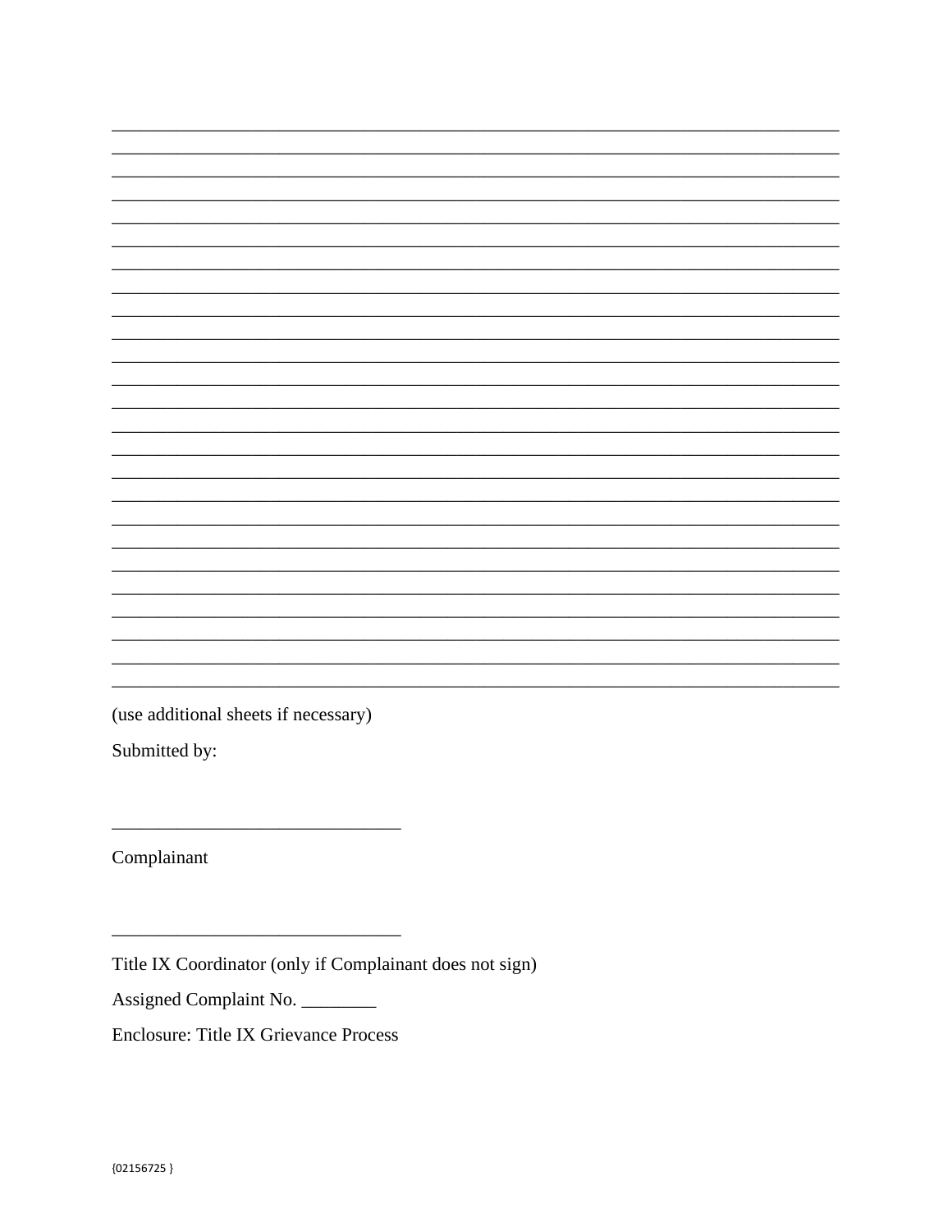______________________________________________________________________________
______________________________________________________________________________
______________________________________________________________________________
______________________________________________________________________________
______________________________________________________________________________
______________________________________________________________________________
______________________________________________________________________________
______________________________________________________________________________
______________________________________________________________________________
______________________________________________________________________________
______________________________________________________________________________
______________________________________________________________________________
______________________________________________________________________________
______________________________________________________________________________
______________________________________________________________________________
______________________________________________________________________________
______________________________________________________________________________
______________________________________________________________________________
______________________________________________________________________________
______________________________________________________________________________
______________________________________________________________________________
______________________________________________________________________________
______________________________________________________________________________
______________________________________________________________________________
______________________________________________________________________________

(use additional sheets if necessary)

Submitted by:

_______________________________

Complainant

_______________________________

Title IX Coordinator (only if Complainant does not sign)

Assigned Complaint No. ________

Enclosure: Title IX Grievance Process

{02156725 }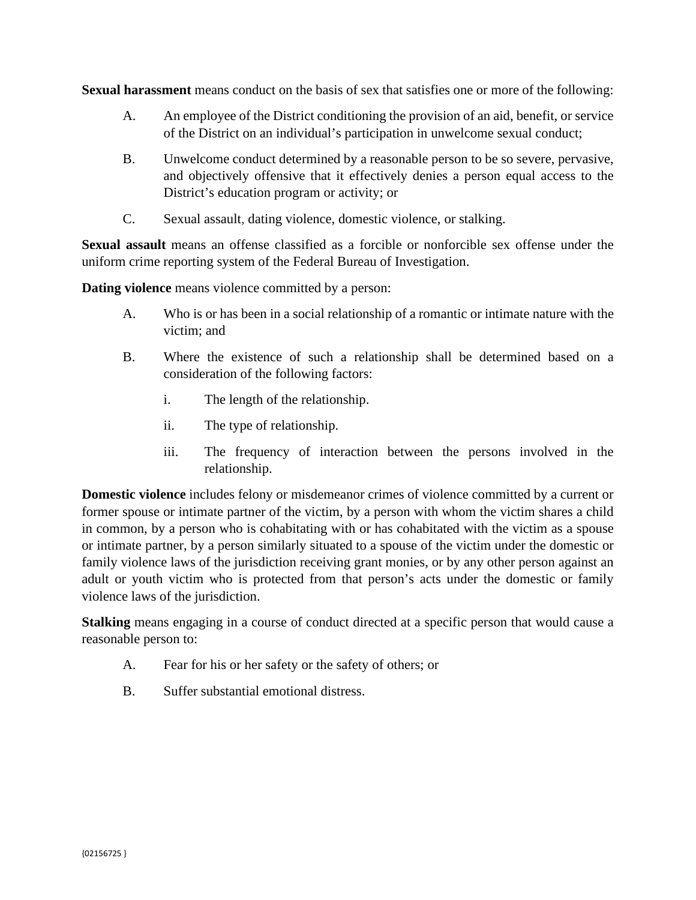**Sexual harassment** means conduct on the basis of sex that satisfies one or more of the following:

A. An employee of the District conditioning the provision of an aid, benefit, or service of the District on an individual's participation in unwelcome sexual conduct;

B. Unwelcome conduct determined by a reasonable person to be so severe, pervasive, and objectively offensive that it effectively denies a person equal access to the District's education program or activity; or

C. Sexual assault, dating violence, domestic violence, or stalking.

**Sexual assault** means an offense classified as a forcible or nonforcible sex offense under the uniform crime reporting system of the Federal Bureau of Investigation.

**Dating violence** means violence committed by a person:

A. Who is or has been in a social relationship of a romantic or intimate nature with the victim; and

B. Where the existence of such a relationship shall be determined based on a consideration of the following factors:

   i. The length of the relationship.

   ii. The type of relationship.

   iii. The frequency of interaction between the persons involved in the relationship.

**Domestic violence** includes felony or misdemeanor crimes of violence committed by a current or former spouse or intimate partner of the victim, by a person with whom the victim shares a child in common, by a person who is cohabitating with or has cohabitated with the victim as a spouse or intimate partner, by a person similarly situated to a spouse of the victim under the domestic or family violence laws of the jurisdiction receiving grant monies, or by any other person against an adult or youth victim who is protected from that person's acts under the domestic or family violence laws of the jurisdiction.

**Stalking** means engaging in a course of conduct directed at a specific person that would cause a reasonable person to:

A. Fear for his or her safety or the safety of others; or

B. Suffer substantial emotional distress.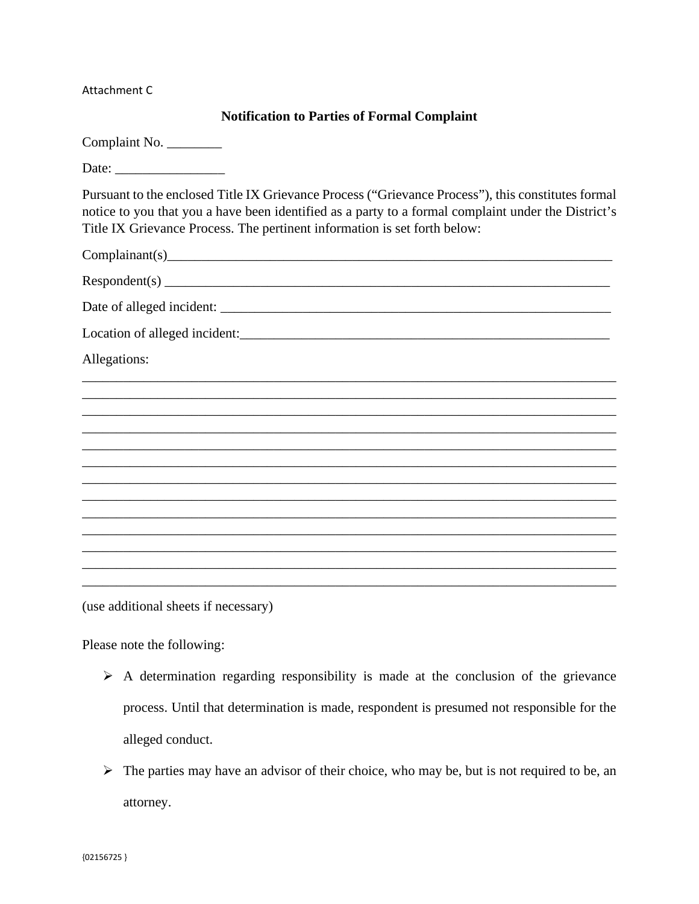Attachment C

## Notification to Parties of Formal Complaint

Complaint No. ________

Date: ________________

Pursuant to the enclosed Title IX Grievance Process ("Grievance Process"), this constitutes formal notice to you that you a have been identified as a party to a formal complaint under the District's Title IX Grievance Process. The pertinent information is set forth below:

Complainant(s)____________________________________________________________________

Respondent(s) ____________________________________________________________________

Date of alleged incident: ___________________________________________________________

Location of alleged incident:_________________________________________________________

Allegations:

______________________________________________________________________________
______________________________________________________________________________
______________________________________________________________________________
______________________________________________________________________________
______________________________________________________________________________
______________________________________________________________________________
______________________________________________________________________________
______________________________________________________________________________
______________________________________________________________________________
______________________________________________________________________________
______________________________________________________________________________
______________________________________________________________________________
______________________________________________________________________________

(use additional sheets if necessary)

Please note the following:

- A determination regarding responsibility is made at the conclusion of the grievance process. Until that determination is made, respondent is presumed not responsible for the alleged conduct.
- The parties may have an advisor of their choice, who may be, but is not required to be, an attorney.

{02156725 }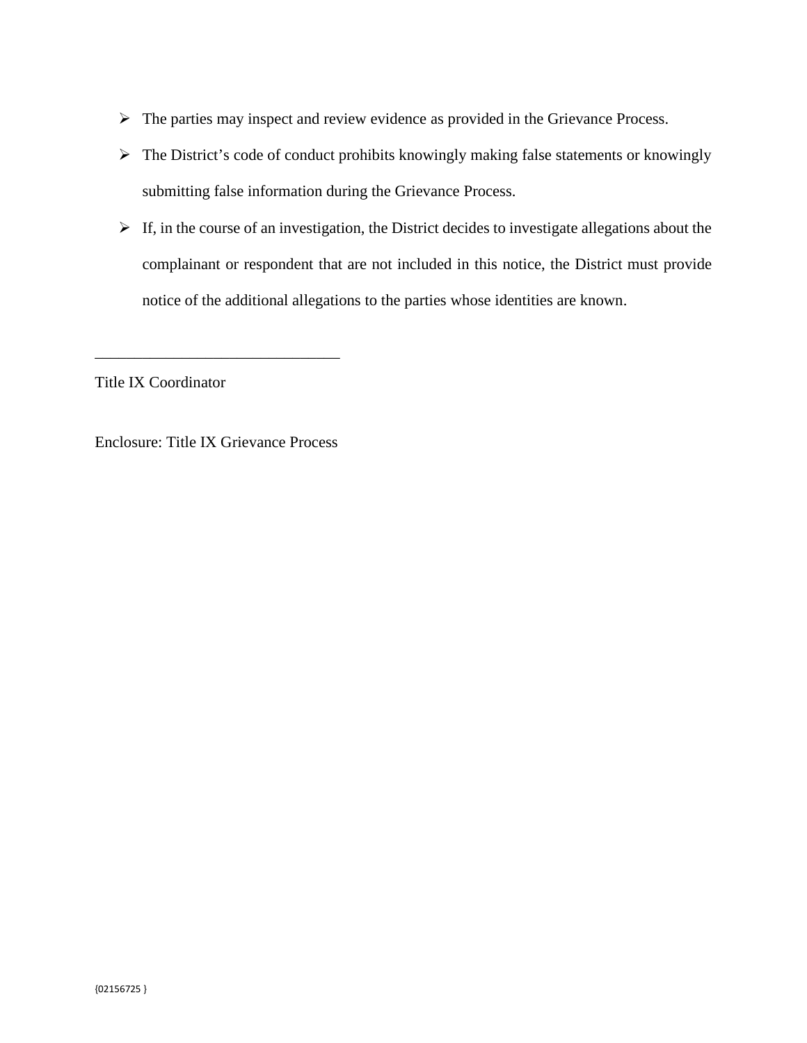- The parties may inspect and review evidence as provided in the Grievance Process.
- The District's code of conduct prohibits knowingly making false statements or knowingly submitting false information during the Grievance Process.
- If, in the course of an investigation, the District decides to investigate allegations about the complainant or respondent that are not included in this notice, the District must provide notice of the additional allegations to the parties whose identities are known.

_______________________________

Title IX Coordinator

Enclosure: Title IX Grievance Process

{02156725 }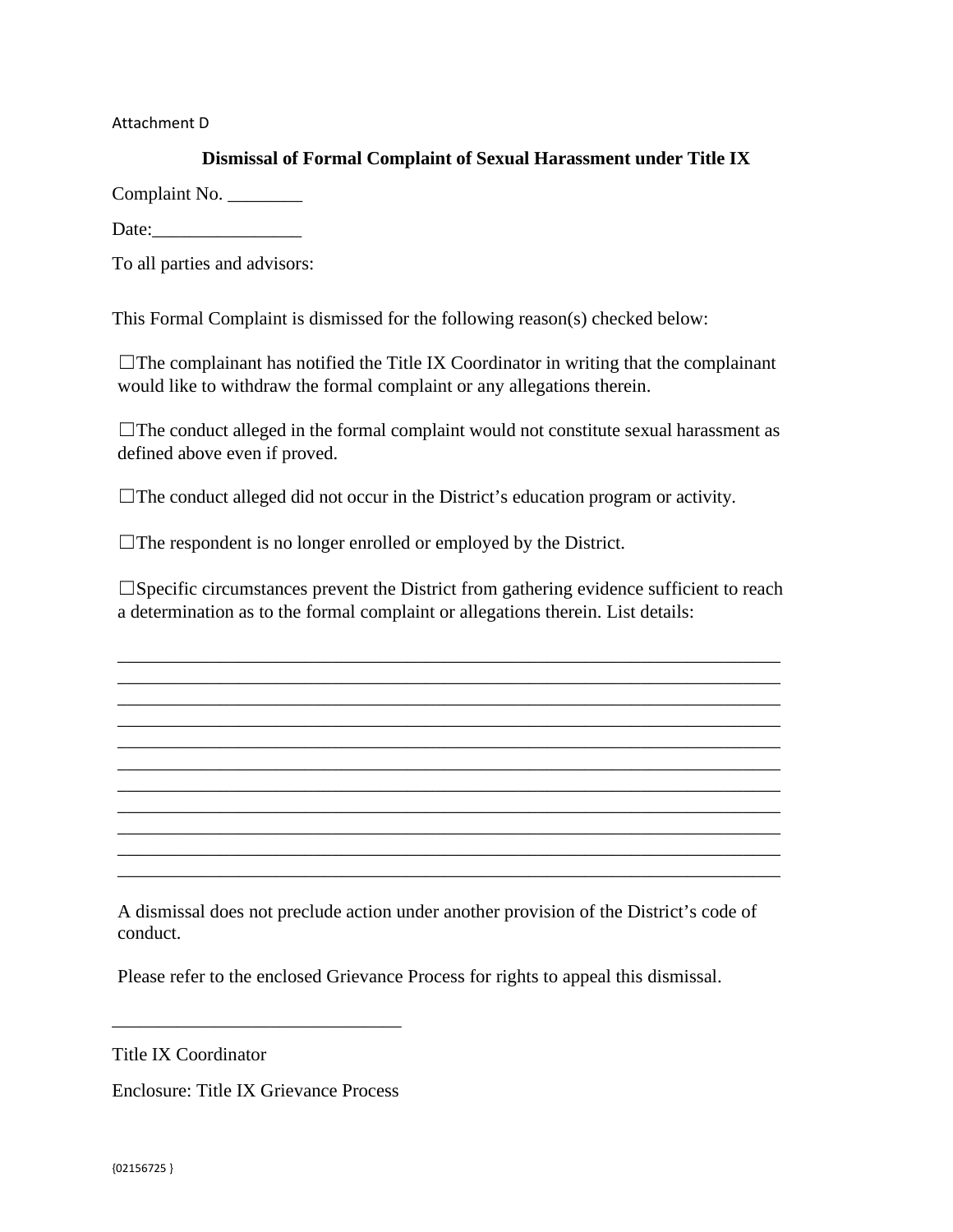Attachment D

**Dismissal of Formal Complaint of Sexual Harassment under Title IX**

Complaint No. ________

Date:________________

To all parties and advisors:

This Formal Complaint is dismissed for the following reason(s) checked below:

☐The complainant has notified the Title IX Coordinator in writing that the complainant would like to withdraw the formal complaint or any allegations therein.

☐The conduct alleged in the formal complaint would not constitute sexual harassment as defined above even if proved.

☐The conduct alleged did not occur in the District's education program or activity.

☐The respondent is no longer enrolled or employed by the District.

☐Specific circumstances prevent the District from gathering evidence sufficient to reach a determination as to the formal complaint or allegations therein. List details:

________________________________________________________________________
________________________________________________________________________
________________________________________________________________________
________________________________________________________________________
________________________________________________________________________
________________________________________________________________________
________________________________________________________________________
________________________________________________________________________
________________________________________________________________________
________________________________________________________________________
________________________________________________________________________

A dismissal does not preclude action under another provision of the District's code of conduct.

Please refer to the enclosed Grievance Process for rights to appeal this dismissal.

______________________________

Title IX Coordinator

Enclosure: Title IX Grievance Process

{02156725 }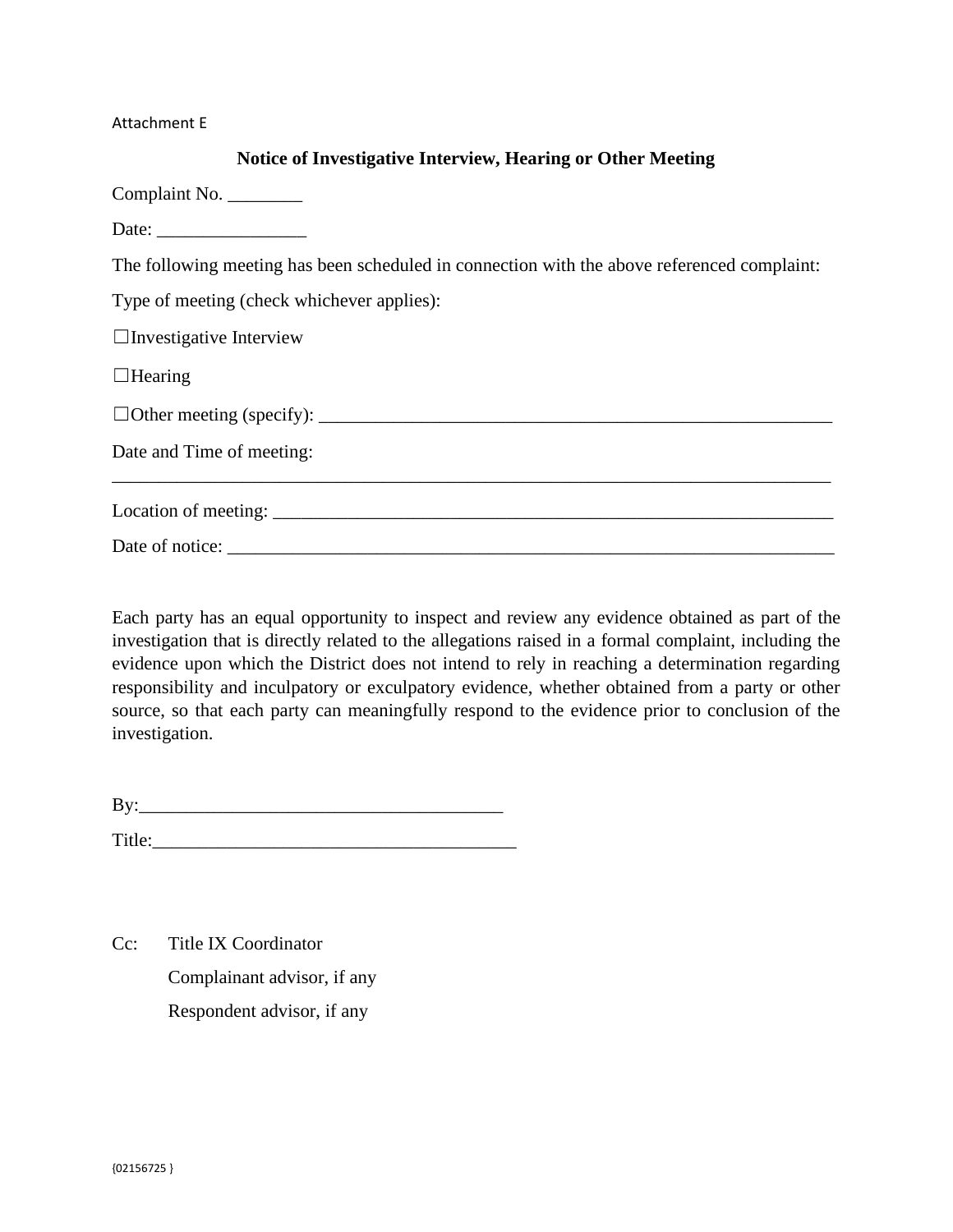Attachment E

## Notice of Investigative Interview, Hearing or Other Meeting

Complaint No. ________

Date: ________________

The following meeting has been scheduled in connection with the above referenced complaint:

Type of meeting (check whichever applies):

☐Investigative Interview

☐Hearing

☐Other meeting (specify): ________________________________________________________

Date and Time of meeting: ________________________________________________________________________________

Location of meeting: ______________________________________________________________

Date of notice: __________________________________________________________________

Each party has an equal opportunity to inspect and review any evidence obtained as part of the investigation that is directly related to the allegations raised in a formal complaint, including the evidence upon which the District does not intend to rely in reaching a determination regarding responsibility and inculpatory or exculpatory evidence, whether obtained from a party or other source, so that each party can meaningfully respond to the evidence prior to conclusion of the investigation.

By:____________________________________

Title:___________________________________

Cc: Title IX Coordinator
Complainant advisor, if any
Respondent advisor, if any

{02156725 }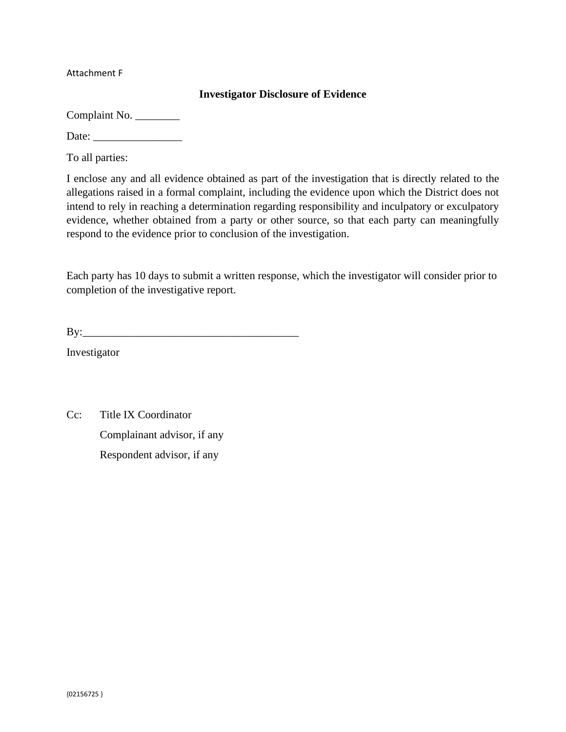Attachment F

## Investigator Disclosure of Evidence

Complaint No. ________

Date: ________________

To all parties:

I enclose any and all evidence obtained as part of the investigation that is directly related to the allegations raised in a formal complaint, including the evidence upon which the District does not intend to rely in reaching a determination regarding responsibility and inculpatory or exculpatory evidence, whether obtained from a party or other source, so that each party can meaningfully respond to the evidence prior to conclusion of the investigation.

Each party has 10 days to submit a written response, which the investigator will consider prior to completion of the investigative report.

By:_______________________________________

Investigator

Cc: Title IX Coordinator

Complainant advisor, if any

Respondent advisor, if any

{02156725 }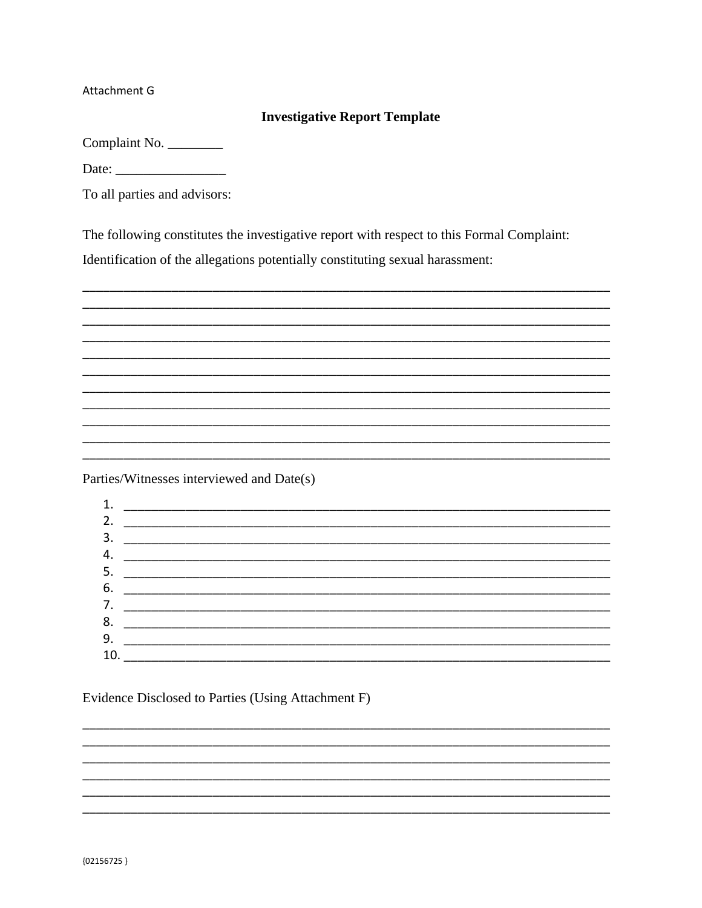Attachment G

## Investigative Report Template

Complaint No. ________

Date: ________________

To all parties and advisors:

The following constitutes the investigative report with respect to this Formal Complaint:

Identification of the allegations potentially constituting sexual harassment:

___________________________________________________________________________
___________________________________________________________________________
___________________________________________________________________________
___________________________________________________________________________
___________________________________________________________________________
___________________________________________________________________________
___________________________________________________________________________
___________________________________________________________________________
___________________________________________________________________________
___________________________________________________________________________
___________________________________________________________________________

Parties/Witnesses interviewed and Date(s)

1. _______________________________________________________________________
2. _______________________________________________________________________
3. _______________________________________________________________________
4. _______________________________________________________________________
5. _______________________________________________________________________
6. _______________________________________________________________________
7. _______________________________________________________________________
8. _______________________________________________________________________
9. _______________________________________________________________________
10. ______________________________________________________________________

Evidence Disclosed to Parties (Using Attachment F)

___________________________________________________________________________
___________________________________________________________________________
___________________________________________________________________________
___________________________________________________________________________
___________________________________________________________________________
___________________________________________________________________________

{02156725 }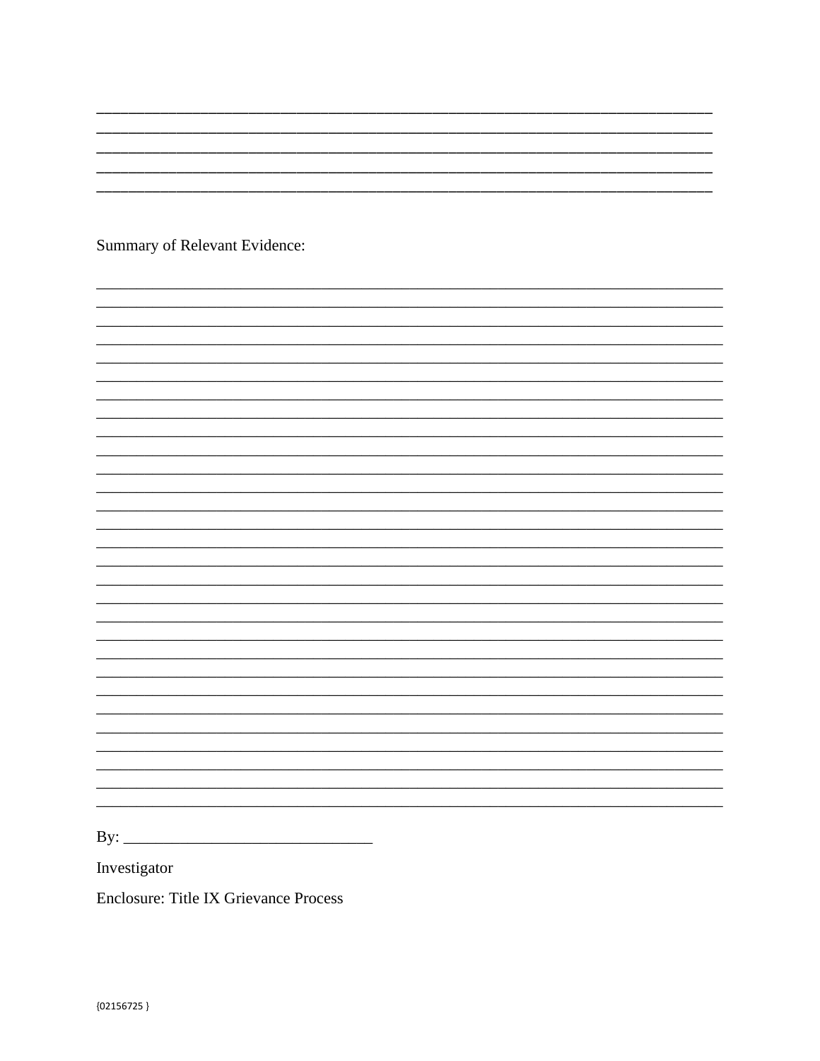\_\_\_\_\_\_\_\_\_\_\_\_\_\_\_\_\_\_\_\_\_\_\_\_\_\_\_\_\_\_\_\_\_\_\_\_\_\_\_\_\_\_\_\_\_\_\_\_\_\_\_\_\_\_\_\_\_\_\_\_\_\_\_\_\_\_\_\_\_\_\_\_\_\_\_\_
\_\_\_\_\_\_\_\_\_\_\_\_\_\_\_\_\_\_\_\_\_\_\_\_\_\_\_\_\_\_\_\_\_\_\_\_\_\_\_\_\_\_\_\_\_\_\_\_\_\_\_\_\_\_\_\_\_\_\_\_\_\_\_\_\_\_\_\_\_\_\_\_\_\_\_\_
\_\_\_\_\_\_\_\_\_\_\_\_\_\_\_\_\_\_\_\_\_\_\_\_\_\_\_\_\_\_\_\_\_\_\_\_\_\_\_\_\_\_\_\_\_\_\_\_\_\_\_\_\_\_\_\_\_\_\_\_\_\_\_\_\_\_\_\_\_\_\_\_\_\_\_\_
\_\_\_\_\_\_\_\_\_\_\_\_\_\_\_\_\_\_\_\_\_\_\_\_\_\_\_\_\_\_\_\_\_\_\_\_\_\_\_\_\_\_\_\_\_\_\_\_\_\_\_\_\_\_\_\_\_\_\_\_\_\_\_\_\_\_\_\_\_\_\_\_\_\_\_\_
\_\_\_\_\_\_\_\_\_\_\_\_\_\_\_\_\_\_\_\_\_\_\_\_\_\_\_\_\_\_\_\_\_\_\_\_\_\_\_\_\_\_\_\_\_\_\_\_\_\_\_\_\_\_\_\_\_\_\_\_\_\_\_\_\_\_\_\_\_\_\_\_\_\_\_\_

Summary of Relevant Evidence:

\_\_\_\_\_\_\_\_\_\_\_\_\_\_\_\_\_\_\_\_\_\_\_\_\_\_\_\_\_\_\_\_\_\_\_\_\_\_\_\_\_\_\_\_\_\_\_\_\_\_\_\_\_\_\_\_\_\_\_\_\_\_\_\_\_\_\_\_\_\_\_\_\_\_\_\_
\_\_\_\_\_\_\_\_\_\_\_\_\_\_\_\_\_\_\_\_\_\_\_\_\_\_\_\_\_\_\_\_\_\_\_\_\_\_\_\_\_\_\_\_\_\_\_\_\_\_\_\_\_\_\_\_\_\_\_\_\_\_\_\_\_\_\_\_\_\_\_\_\_\_\_\_
\_\_\_\_\_\_\_\_\_\_\_\_\_\_\_\_\_\_\_\_\_\_\_\_\_\_\_\_\_\_\_\_\_\_\_\_\_\_\_\_\_\_\_\_\_\_\_\_\_\_\_\_\_\_\_\_\_\_\_\_\_\_\_\_\_\_\_\_\_\_\_\_\_\_\_\_
\_\_\_\_\_\_\_\_\_\_\_\_\_\_\_\_\_\_\_\_\_\_\_\_\_\_\_\_\_\_\_\_\_\_\_\_\_\_\_\_\_\_\_\_\_\_\_\_\_\_\_\_\_\_\_\_\_\_\_\_\_\_\_\_\_\_\_\_\_\_\_\_\_\_\_\_
\_\_\_\_\_\_\_\_\_\_\_\_\_\_\_\_\_\_\_\_\_\_\_\_\_\_\_\_\_\_\_\_\_\_\_\_\_\_\_\_\_\_\_\_\_\_\_\_\_\_\_\_\_\_\_\_\_\_\_\_\_\_\_\_\_\_\_\_\_\_\_\_\_\_\_\_
\_\_\_\_\_\_\_\_\_\_\_\_\_\_\_\_\_\_\_\_\_\_\_\_\_\_\_\_\_\_\_\_\_\_\_\_\_\_\_\_\_\_\_\_\_\_\_\_\_\_\_\_\_\_\_\_\_\_\_\_\_\_\_\_\_\_\_\_\_\_\_\_\_\_\_\_
\_\_\_\_\_\_\_\_\_\_\_\_\_\_\_\_\_\_\_\_\_\_\_\_\_\_\_\_\_\_\_\_\_\_\_\_\_\_\_\_\_\_\_\_\_\_\_\_\_\_\_\_\_\_\_\_\_\_\_\_\_\_\_\_\_\_\_\_\_\_\_\_\_\_\_\_
\_\_\_\_\_\_\_\_\_\_\_\_\_\_\_\_\_\_\_\_\_\_\_\_\_\_\_\_\_\_\_\_\_\_\_\_\_\_\_\_\_\_\_\_\_\_\_\_\_\_\_\_\_\_\_\_\_\_\_\_\_\_\_\_\_\_\_\_\_\_\_\_\_\_\_\_
\_\_\_\_\_\_\_\_\_\_\_\_\_\_\_\_\_\_\_\_\_\_\_\_\_\_\_\_\_\_\_\_\_\_\_\_\_\_\_\_\_\_\_\_\_\_\_\_\_\_\_\_\_\_\_\_\_\_\_\_\_\_\_\_\_\_\_\_\_\_\_\_\_\_\_\_
\_\_\_\_\_\_\_\_\_\_\_\_\_\_\_\_\_\_\_\_\_\_\_\_\_\_\_\_\_\_\_\_\_\_\_\_\_\_\_\_\_\_\_\_\_\_\_\_\_\_\_\_\_\_\_\_\_\_\_\_\_\_\_\_\_\_\_\_\_\_\_\_\_\_\_\_
\_\_\_\_\_\_\_\_\_\_\_\_\_\_\_\_\_\_\_\_\_\_\_\_\_\_\_\_\_\_\_\_\_\_\_\_\_\_\_\_\_\_\_\_\_\_\_\_\_\_\_\_\_\_\_\_\_\_\_\_\_\_\_\_\_\_\_\_\_\_\_\_\_\_\_\_
\_\_\_\_\_\_\_\_\_\_\_\_\_\_\_\_\_\_\_\_\_\_\_\_\_\_\_\_\_\_\_\_\_\_\_\_\_\_\_\_\_\_\_\_\_\_\_\_\_\_\_\_\_\_\_\_\_\_\_\_\_\_\_\_\_\_\_\_\_\_\_\_\_\_\_\_
\_\_\_\_\_\_\_\_\_\_\_\_\_\_\_\_\_\_\_\_\_\_\_\_\_\_\_\_\_\_\_\_\_\_\_\_\_\_\_\_\_\_\_\_\_\_\_\_\_\_\_\_\_\_\_\_\_\_\_\_\_\_\_\_\_\_\_\_\_\_\_\_\_\_\_\_
\_\_\_\_\_\_\_\_\_\_\_\_\_\_\_\_\_\_\_\_\_\_\_\_\_\_\_\_\_\_\_\_\_\_\_\_\_\_\_\_\_\_\_\_\_\_\_\_\_\_\_\_\_\_\_\_\_\_\_\_\_\_\_\_\_\_\_\_\_\_\_\_\_\_\_\_
\_\_\_\_\_\_\_\_\_\_\_\_\_\_\_\_\_\_\_\_\_\_\_\_\_\_\_\_\_\_\_\_\_\_\_\_\_\_\_\_\_\_\_\_\_\_\_\_\_\_\_\_\_\_\_\_\_\_\_\_\_\_\_\_\_\_\_\_\_\_\_\_\_\_\_\_
\_\_\_\_\_\_\_\_\_\_\_\_\_\_\_\_\_\_\_\_\_\_\_\_\_\_\_\_\_\_\_\_\_\_\_\_\_\_\_\_\_\_\_\_\_\_\_\_\_\_\_\_\_\_\_\_\_\_\_\_\_\_\_\_\_\_\_\_\_\_\_\_\_\_\_\_
\_\_\_\_\_\_\_\_\_\_\_\_\_\_\_\_\_\_\_\_\_\_\_\_\_\_\_\_\_\_\_\_\_\_\_\_\_\_\_\_\_\_\_\_\_\_\_\_\_\_\_\_\_\_\_\_\_\_\_\_\_\_\_\_\_\_\_\_\_\_\_\_\_\_\_\_
\_\_\_\_\_\_\_\_\_\_\_\_\_\_\_\_\_\_\_\_\_\_\_\_\_\_\_\_\_\_\_\_\_\_\_\_\_\_\_\_\_\_\_\_\_\_\_\_\_\_\_\_\_\_\_\_\_\_\_\_\_\_\_\_\_\_\_\_\_\_\_\_\_\_\_\_
\_\_\_\_\_\_\_\_\_\_\_\_\_\_\_\_\_\_\_\_\_\_\_\_\_\_\_\_\_\_\_\_\_\_\_\_\_\_\_\_\_\_\_\_\_\_\_\_\_\_\_\_\_\_\_\_\_\_\_\_\_\_\_\_\_\_\_\_\_\_\_\_\_\_\_\_
\_\_\_\_\_\_\_\_\_\_\_\_\_\_\_\_\_\_\_\_\_\_\_\_\_\_\_\_\_\_\_\_\_\_\_\_\_\_\_\_\_\_\_\_\_\_\_\_\_\_\_\_\_\_\_\_\_\_\_\_\_\_\_\_\_\_\_\_\_\_\_\_\_\_\_\_
\_\_\_\_\_\_\_\_\_\_\_\_\_\_\_\_\_\_\_\_\_\_\_\_\_\_\_\_\_\_\_\_\_\_\_\_\_\_\_\_\_\_\_\_\_\_\_\_\_\_\_\_\_\_\_\_\_\_\_\_\_\_\_\_\_\_\_\_\_\_\_\_\_\_\_\_
\_\_\_\_\_\_\_\_\_\_\_\_\_\_\_\_\_\_\_\_\_\_\_\_\_\_\_\_\_\_\_\_\_\_\_\_\_\_\_\_\_\_\_\_\_\_\_\_\_\_\_\_\_\_\_\_\_\_\_\_\_\_\_\_\_\_\_\_\_\_\_\_\_\_\_\_
\_\_\_\_\_\_\_\_\_\_\_\_\_\_\_\_\_\_\_\_\_\_\_\_\_\_\_\_\_\_\_\_\_\_\_\_\_\_\_\_\_\_\_\_\_\_\_\_\_\_\_\_\_\_\_\_\_\_\_\_\_\_\_\_\_\_\_\_\_\_\_\_\_\_\_\_
\_\_\_\_\_\_\_\_\_\_\_\_\_\_\_\_\_\_\_\_\_\_\_\_\_\_\_\_\_\_\_\_\_\_\_\_\_\_\_\_\_\_\_\_\_\_\_\_\_\_\_\_\_\_\_\_\_\_\_\_\_\_\_\_\_\_\_\_\_\_\_\_\_\_\_\_
\_\_\_\_\_\_\_\_\_\_\_\_\_\_\_\_\_\_\_\_\_\_\_\_\_\_\_\_\_\_\_\_\_\_\_\_\_\_\_\_\_\_\_\_\_\_\_\_\_\_\_\_\_\_\_\_\_\_\_\_\_\_\_\_\_\_\_\_\_\_\_\_\_\_\_\_
\_\_\_\_\_\_\_\_\_\_\_\_\_\_\_\_\_\_\_\_\_\_\_\_\_\_\_\_\_\_\_\_\_\_\_\_\_\_\_\_\_\_\_\_\_\_\_\_\_\_\_\_\_\_\_\_\_\_\_\_\_\_\_\_\_\_\_\_\_\_\_\_\_\_\_\_
\_\_\_\_\_\_\_\_\_\_\_\_\_\_\_\_\_\_\_\_\_\_\_\_\_\_\_\_\_\_\_\_\_\_\_\_\_\_\_\_\_\_\_\_\_\_\_\_\_\_\_\_\_\_\_\_\_\_\_\_\_\_\_\_\_\_\_\_\_\_\_\_\_\_\_\_
\_\_\_\_\_\_\_\_\_\_\_\_\_\_\_\_\_\_\_\_\_\_\_\_\_\_\_\_\_\_\_\_\_\_\_\_\_\_\_\_\_\_\_\_\_\_\_\_\_\_\_\_\_\_\_\_\_\_\_\_\_\_\_\_\_\_\_\_\_\_\_\_\_\_\_\_

By: \_\_\_\_\_\_\_\_\_\_\_\_\_\_\_\_\_\_\_\_\_\_\_\_\_\_\_\_\_\_

Investigator

Enclosure: Title IX Grievance Process

{02156725 }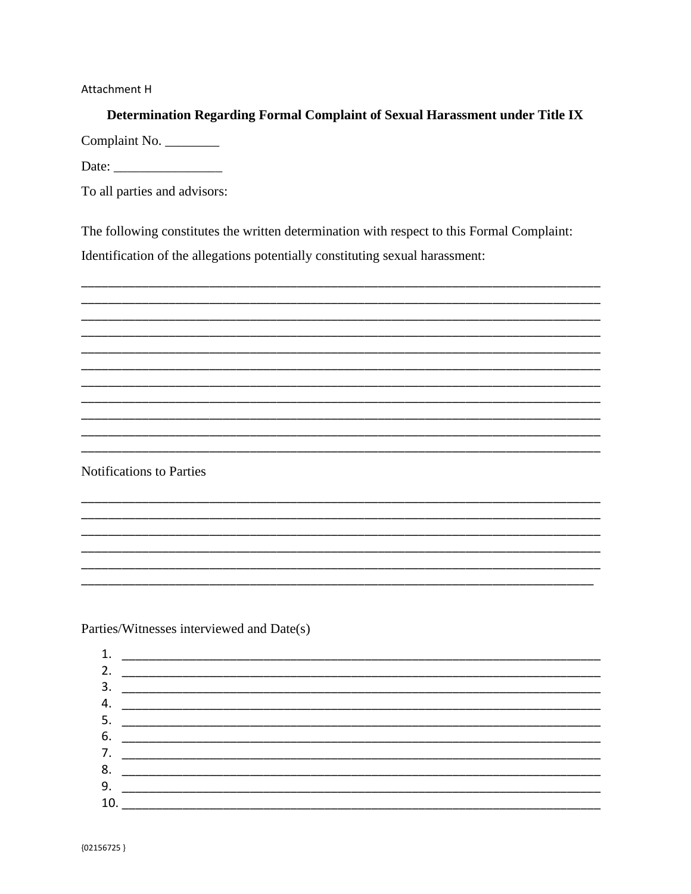Attachment H

## Determination Regarding Formal Complaint of Sexual Harassment under Title IX

Complaint No. ________

Date: ________________

To all parties and advisors:

The following constitutes the written determination with respect to this Formal Complaint:

Identification of the allegations potentially constituting sexual harassment:

_____________________________________________________________________________
_____________________________________________________________________________
_____________________________________________________________________________
_____________________________________________________________________________
_____________________________________________________________________________
_____________________________________________________________________________
_____________________________________________________________________________
_____________________________________________________________________________
_____________________________________________________________________________
_____________________________________________________________________________
_____________________________________________________________________________

Notifications to Parties

_____________________________________________________________________________
_____________________________________________________________________________
_____________________________________________________________________________
_____________________________________________________________________________
_____________________________________________________________________________
_____________________________________________________________________________

Parties/Witnesses interviewed and Date(s)

1. _________________________________________________________________________
2. _________________________________________________________________________
3. _________________________________________________________________________
4. _________________________________________________________________________
5. _________________________________________________________________________
6. _________________________________________________________________________
7. _________________________________________________________________________
8. _________________________________________________________________________
9. _________________________________________________________________________
10. ________________________________________________________________________

{02156725 }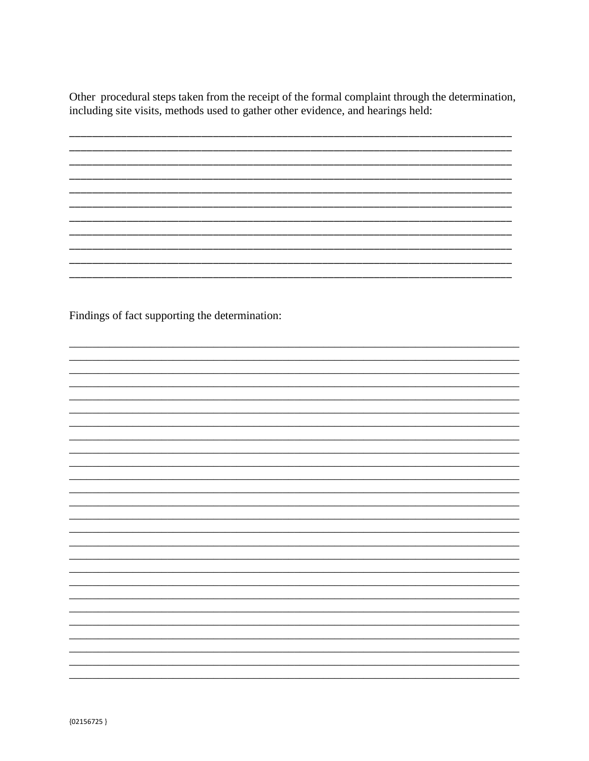Other procedural steps taken from the receipt of the formal complaint through the determination, including site visits, methods used to gather other evidence, and hearings held:

_____________________________________________________________________________
_____________________________________________________________________________
_____________________________________________________________________________
_____________________________________________________________________________
_____________________________________________________________________________
_____________________________________________________________________________
_____________________________________________________________________________
_____________________________________________________________________________
_____________________________________________________________________________
_____________________________________________________________________________
_____________________________________________________________________________

Findings of fact supporting the determination:

_____________________________________________________________________________
_____________________________________________________________________________
_____________________________________________________________________________
_____________________________________________________________________________
_____________________________________________________________________________
_____________________________________________________________________________
_____________________________________________________________________________
_____________________________________________________________________________
_____________________________________________________________________________
_____________________________________________________________________________
_____________________________________________________________________________
_____________________________________________________________________________
_____________________________________________________________________________
_____________________________________________________________________________
_____________________________________________________________________________
_____________________________________________________________________________
_____________________________________________________________________________
_____________________________________________________________________________
_____________________________________________________________________________
_____________________________________________________________________________
_____________________________________________________________________________
_____________________________________________________________________________
_____________________________________________________________________________
_____________________________________________________________________________
_____________________________________________________________________________
_____________________________________________________________________________

{02156725 }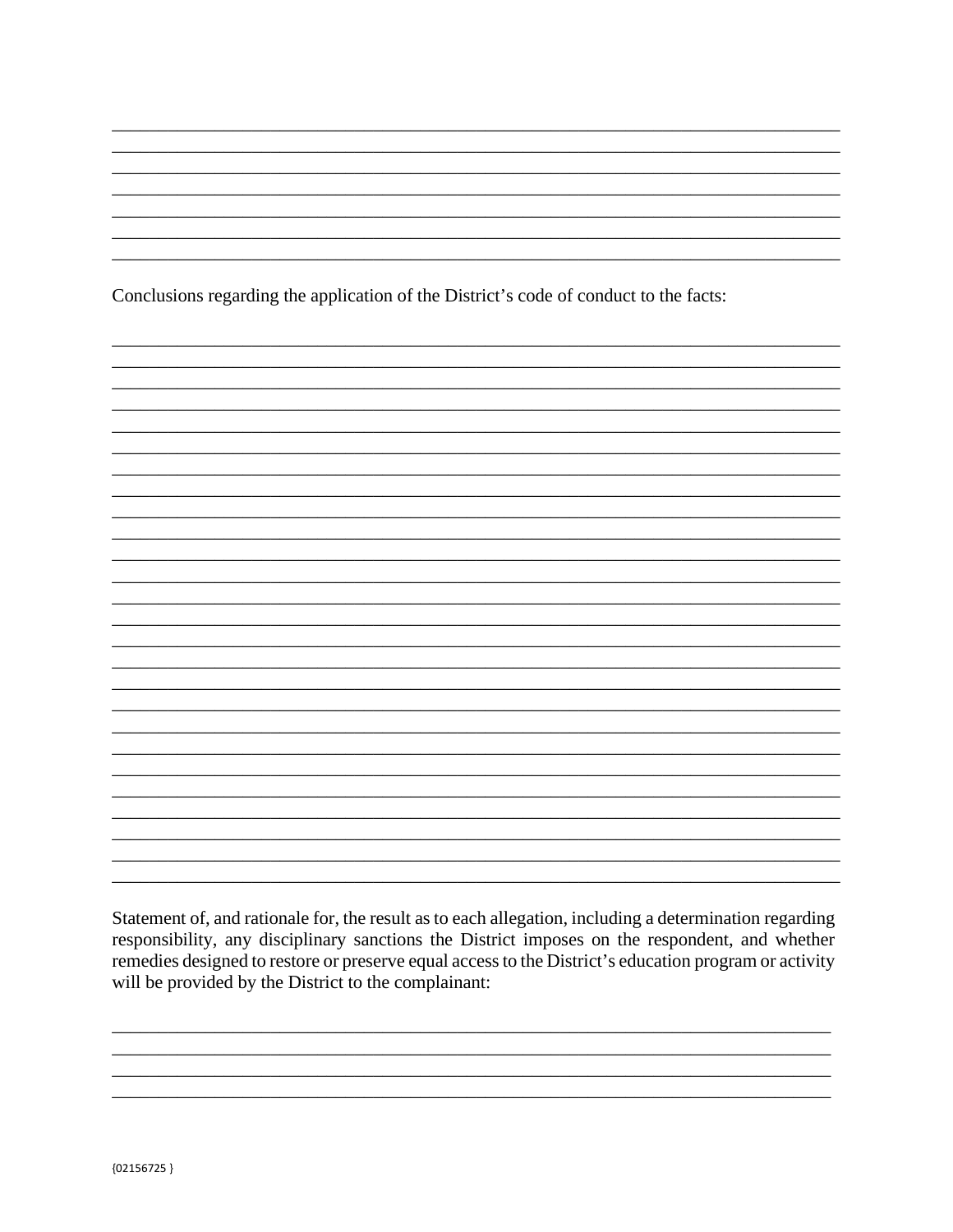\_\_\_\_\_\_\_\_\_\_\_\_\_\_\_\_\_\_\_\_\_\_\_\_\_\_\_\_\_\_\_\_\_\_\_\_\_\_\_\_\_\_\_\_\_\_\_\_\_\_\_\_\_\_\_\_\_\_\_\_\_\_\_\_\_\_\_\_\_\_\_\_\_\_\_\_
\_\_\_\_\_\_\_\_\_\_\_\_\_\_\_\_\_\_\_\_\_\_\_\_\_\_\_\_\_\_\_\_\_\_\_\_\_\_\_\_\_\_\_\_\_\_\_\_\_\_\_\_\_\_\_\_\_\_\_\_\_\_\_\_\_\_\_\_\_\_\_\_\_\_\_\_
\_\_\_\_\_\_\_\_\_\_\_\_\_\_\_\_\_\_\_\_\_\_\_\_\_\_\_\_\_\_\_\_\_\_\_\_\_\_\_\_\_\_\_\_\_\_\_\_\_\_\_\_\_\_\_\_\_\_\_\_\_\_\_\_\_\_\_\_\_\_\_\_\_\_\_\_
\_\_\_\_\_\_\_\_\_\_\_\_\_\_\_\_\_\_\_\_\_\_\_\_\_\_\_\_\_\_\_\_\_\_\_\_\_\_\_\_\_\_\_\_\_\_\_\_\_\_\_\_\_\_\_\_\_\_\_\_\_\_\_\_\_\_\_\_\_\_\_\_\_\_\_\_
\_\_\_\_\_\_\_\_\_\_\_\_\_\_\_\_\_\_\_\_\_\_\_\_\_\_\_\_\_\_\_\_\_\_\_\_\_\_\_\_\_\_\_\_\_\_\_\_\_\_\_\_\_\_\_\_\_\_\_\_\_\_\_\_\_\_\_\_\_\_\_\_\_\_\_\_
\_\_\_\_\_\_\_\_\_\_\_\_\_\_\_\_\_\_\_\_\_\_\_\_\_\_\_\_\_\_\_\_\_\_\_\_\_\_\_\_\_\_\_\_\_\_\_\_\_\_\_\_\_\_\_\_\_\_\_\_\_\_\_\_\_\_\_\_\_\_\_\_\_\_\_\_
\_\_\_\_\_\_\_\_\_\_\_\_\_\_\_\_\_\_\_\_\_\_\_\_\_\_\_\_\_\_\_\_\_\_\_\_\_\_\_\_\_\_\_\_\_\_\_\_\_\_\_\_\_\_\_\_\_\_\_\_\_\_\_\_\_\_\_\_\_\_\_\_\_\_\_\_

Conclusions regarding the application of the District's code of conduct to the facts:

\_\_\_\_\_\_\_\_\_\_\_\_\_\_\_\_\_\_\_\_\_\_\_\_\_\_\_\_\_\_\_\_\_\_\_\_\_\_\_\_\_\_\_\_\_\_\_\_\_\_\_\_\_\_\_\_\_\_\_\_\_\_\_\_\_\_\_\_\_\_\_\_\_\_\_\_
\_\_\_\_\_\_\_\_\_\_\_\_\_\_\_\_\_\_\_\_\_\_\_\_\_\_\_\_\_\_\_\_\_\_\_\_\_\_\_\_\_\_\_\_\_\_\_\_\_\_\_\_\_\_\_\_\_\_\_\_\_\_\_\_\_\_\_\_\_\_\_\_\_\_\_\_
\_\_\_\_\_\_\_\_\_\_\_\_\_\_\_\_\_\_\_\_\_\_\_\_\_\_\_\_\_\_\_\_\_\_\_\_\_\_\_\_\_\_\_\_\_\_\_\_\_\_\_\_\_\_\_\_\_\_\_\_\_\_\_\_\_\_\_\_\_\_\_\_\_\_\_\_
\_\_\_\_\_\_\_\_\_\_\_\_\_\_\_\_\_\_\_\_\_\_\_\_\_\_\_\_\_\_\_\_\_\_\_\_\_\_\_\_\_\_\_\_\_\_\_\_\_\_\_\_\_\_\_\_\_\_\_\_\_\_\_\_\_\_\_\_\_\_\_\_\_\_\_\_
\_\_\_\_\_\_\_\_\_\_\_\_\_\_\_\_\_\_\_\_\_\_\_\_\_\_\_\_\_\_\_\_\_\_\_\_\_\_\_\_\_\_\_\_\_\_\_\_\_\_\_\_\_\_\_\_\_\_\_\_\_\_\_\_\_\_\_\_\_\_\_\_\_\_\_\_
\_\_\_\_\_\_\_\_\_\_\_\_\_\_\_\_\_\_\_\_\_\_\_\_\_\_\_\_\_\_\_\_\_\_\_\_\_\_\_\_\_\_\_\_\_\_\_\_\_\_\_\_\_\_\_\_\_\_\_\_\_\_\_\_\_\_\_\_\_\_\_\_\_\_\_\_
\_\_\_\_\_\_\_\_\_\_\_\_\_\_\_\_\_\_\_\_\_\_\_\_\_\_\_\_\_\_\_\_\_\_\_\_\_\_\_\_\_\_\_\_\_\_\_\_\_\_\_\_\_\_\_\_\_\_\_\_\_\_\_\_\_\_\_\_\_\_\_\_\_\_\_\_
\_\_\_\_\_\_\_\_\_\_\_\_\_\_\_\_\_\_\_\_\_\_\_\_\_\_\_\_\_\_\_\_\_\_\_\_\_\_\_\_\_\_\_\_\_\_\_\_\_\_\_\_\_\_\_\_\_\_\_\_\_\_\_\_\_\_\_\_\_\_\_\_\_\_\_\_
\_\_\_\_\_\_\_\_\_\_\_\_\_\_\_\_\_\_\_\_\_\_\_\_\_\_\_\_\_\_\_\_\_\_\_\_\_\_\_\_\_\_\_\_\_\_\_\_\_\_\_\_\_\_\_\_\_\_\_\_\_\_\_\_\_\_\_\_\_\_\_\_\_\_\_\_
\_\_\_\_\_\_\_\_\_\_\_\_\_\_\_\_\_\_\_\_\_\_\_\_\_\_\_\_\_\_\_\_\_\_\_\_\_\_\_\_\_\_\_\_\_\_\_\_\_\_\_\_\_\_\_\_\_\_\_\_\_\_\_\_\_\_\_\_\_\_\_\_\_\_\_\_
\_\_\_\_\_\_\_\_\_\_\_\_\_\_\_\_\_\_\_\_\_\_\_\_\_\_\_\_\_\_\_\_\_\_\_\_\_\_\_\_\_\_\_\_\_\_\_\_\_\_\_\_\_\_\_\_\_\_\_\_\_\_\_\_\_\_\_\_\_\_\_\_\_\_\_\_
\_\_\_\_\_\_\_\_\_\_\_\_\_\_\_\_\_\_\_\_\_\_\_\_\_\_\_\_\_\_\_\_\_\_\_\_\_\_\_\_\_\_\_\_\_\_\_\_\_\_\_\_\_\_\_\_\_\_\_\_\_\_\_\_\_\_\_\_\_\_\_\_\_\_\_\_
\_\_\_\_\_\_\_\_\_\_\_\_\_\_\_\_\_\_\_\_\_\_\_\_\_\_\_\_\_\_\_\_\_\_\_\_\_\_\_\_\_\_\_\_\_\_\_\_\_\_\_\_\_\_\_\_\_\_\_\_\_\_\_\_\_\_\_\_\_\_\_\_\_\_\_\_
\_\_\_\_\_\_\_\_\_\_\_\_\_\_\_\_\_\_\_\_\_\_\_\_\_\_\_\_\_\_\_\_\_\_\_\_\_\_\_\_\_\_\_\_\_\_\_\_\_\_\_\_\_\_\_\_\_\_\_\_\_\_\_\_\_\_\_\_\_\_\_\_\_\_\_\_
\_\_\_\_\_\_\_\_\_\_\_\_\_\_\_\_\_\_\_\_\_\_\_\_\_\_\_\_\_\_\_\_\_\_\_\_\_\_\_\_\_\_\_\_\_\_\_\_\_\_\_\_\_\_\_\_\_\_\_\_\_\_\_\_\_\_\_\_\_\_\_\_\_\_\_\_
\_\_\_\_\_\_\_\_\_\_\_\_\_\_\_\_\_\_\_\_\_\_\_\_\_\_\_\_\_\_\_\_\_\_\_\_\_\_\_\_\_\_\_\_\_\_\_\_\_\_\_\_\_\_\_\_\_\_\_\_\_\_\_\_\_\_\_\_\_\_\_\_\_\_\_\_
\_\_\_\_\_\_\_\_\_\_\_\_\_\_\_\_\_\_\_\_\_\_\_\_\_\_\_\_\_\_\_\_\_\_\_\_\_\_\_\_\_\_\_\_\_\_\_\_\_\_\_\_\_\_\_\_\_\_\_\_\_\_\_\_\_\_\_\_\_\_\_\_\_\_\_\_
\_\_\_\_\_\_\_\_\_\_\_\_\_\_\_\_\_\_\_\_\_\_\_\_\_\_\_\_\_\_\_\_\_\_\_\_\_\_\_\_\_\_\_\_\_\_\_\_\_\_\_\_\_\_\_\_\_\_\_\_\_\_\_\_\_\_\_\_\_\_\_\_\_\_\_\_
\_\_\_\_\_\_\_\_\_\_\_\_\_\_\_\_\_\_\_\_\_\_\_\_\_\_\_\_\_\_\_\_\_\_\_\_\_\_\_\_\_\_\_\_\_\_\_\_\_\_\_\_\_\_\_\_\_\_\_\_\_\_\_\_\_\_\_\_\_\_\_\_\_\_\_\_
\_\_\_\_\_\_\_\_\_\_\_\_\_\_\_\_\_\_\_\_\_\_\_\_\_\_\_\_\_\_\_\_\_\_\_\_\_\_\_\_\_\_\_\_\_\_\_\_\_\_\_\_\_\_\_\_\_\_\_\_\_\_\_\_\_\_\_\_\_\_\_\_\_\_\_\_
\_\_\_\_\_\_\_\_\_\_\_\_\_\_\_\_\_\_\_\_\_\_\_\_\_\_\_\_\_\_\_\_\_\_\_\_\_\_\_\_\_\_\_\_\_\_\_\_\_\_\_\_\_\_\_\_\_\_\_\_\_\_\_\_\_\_\_\_\_\_\_\_\_\_\_\_
\_\_\_\_\_\_\_\_\_\_\_\_\_\_\_\_\_\_\_\_\_\_\_\_\_\_\_\_\_\_\_\_\_\_\_\_\_\_\_\_\_\_\_\_\_\_\_\_\_\_\_\_\_\_\_\_\_\_\_\_\_\_\_\_\_\_\_\_\_\_\_\_\_\_\_\_
\_\_\_\_\_\_\_\_\_\_\_\_\_\_\_\_\_\_\_\_\_\_\_\_\_\_\_\_\_\_\_\_\_\_\_\_\_\_\_\_\_\_\_\_\_\_\_\_\_\_\_\_\_\_\_\_\_\_\_\_\_\_\_\_\_\_\_\_\_\_\_\_\_\_\_\_
\_\_\_\_\_\_\_\_\_\_\_\_\_\_\_\_\_\_\_\_\_\_\_\_\_\_\_\_\_\_\_\_\_\_\_\_\_\_\_\_\_\_\_\_\_\_\_\_\_\_\_\_\_\_\_\_\_\_\_\_\_\_\_\_\_\_\_\_\_\_\_\_\_\_\_\_
\_\_\_\_\_\_\_\_\_\_\_\_\_\_\_\_\_\_\_\_\_\_\_\_\_\_\_\_\_\_\_\_\_\_\_\_\_\_\_\_\_\_\_\_\_\_\_\_\_\_\_\_\_\_\_\_\_\_\_\_\_\_\_\_\_\_\_\_\_\_\_\_\_\_\_\_

Statement of, and rationale for, the result as to each allegation, including a determination regarding responsibility, any disciplinary sanctions the District imposes on the respondent, and whether remedies designed to restore or preserve equal access to the District's education program or activity will be provided by the District to the complainant:

\_\_\_\_\_\_\_\_\_\_\_\_\_\_\_\_\_\_\_\_\_\_\_\_\_\_\_\_\_\_\_\_\_\_\_\_\_\_\_\_\_\_\_\_\_\_\_\_\_\_\_\_\_\_\_\_\_\_\_\_\_\_\_\_\_\_\_\_\_\_\_\_\_\_\_\_
\_\_\_\_\_\_\_\_\_\_\_\_\_\_\_\_\_\_\_\_\_\_\_\_\_\_\_\_\_\_\_\_\_\_\_\_\_\_\_\_\_\_\_\_\_\_\_\_\_\_\_\_\_\_\_\_\_\_\_\_\_\_\_\_\_\_\_\_\_\_\_\_\_\_\_\_
\_\_\_\_\_\_\_\_\_\_\_\_\_\_\_\_\_\_\_\_\_\_\_\_\_\_\_\_\_\_\_\_\_\_\_\_\_\_\_\_\_\_\_\_\_\_\_\_\_\_\_\_\_\_\_\_\_\_\_\_\_\_\_\_\_\_\_\_\_\_\_\_\_\_\_\_
\_\_\_\_\_\_\_\_\_\_\_\_\_\_\_\_\_\_\_\_\_\_\_\_\_\_\_\_\_\_\_\_\_\_\_\_\_\_\_\_\_\_\_\_\_\_\_\_\_\_\_\_\_\_\_\_\_\_\_\_\_\_\_\_\_\_\_\_\_\_\_\_\_\_\_\_

{02156725 }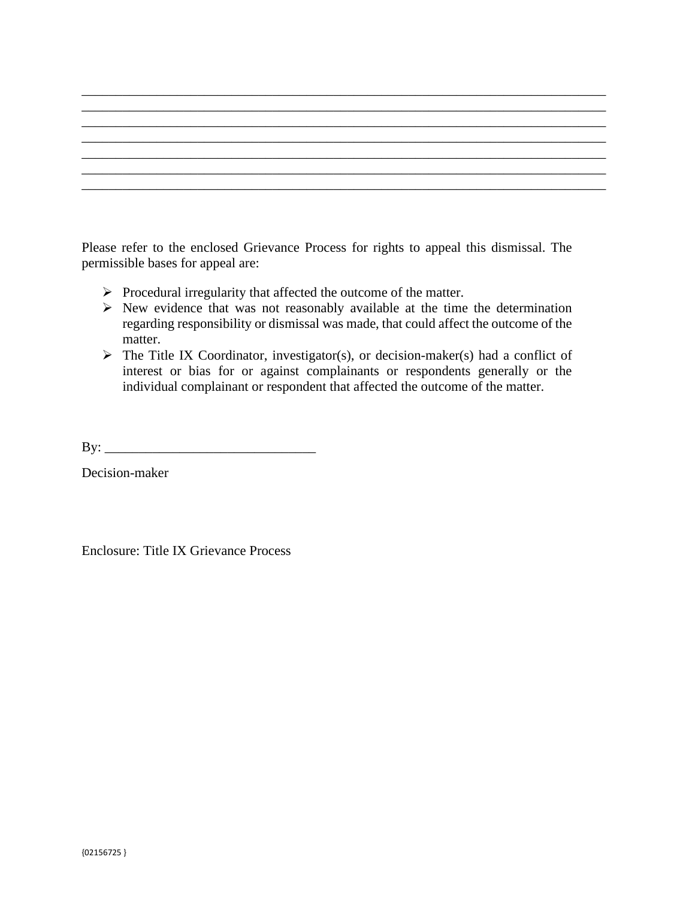\_\_\_\_\_\_\_\_\_\_\_\_\_\_\_\_\_\_\_\_\_\_\_\_\_\_\_\_\_\_\_\_\_\_\_\_\_\_\_\_\_\_\_\_\_\_\_\_\_\_\_\_\_\_\_\_\_\_\_\_\_\_\_\_\_\_\_\_\_\_\_\_\_\_
\_\_\_\_\_\_\_\_\_\_\_\_\_\_\_\_\_\_\_\_\_\_\_\_\_\_\_\_\_\_\_\_\_\_\_\_\_\_\_\_\_\_\_\_\_\_\_\_\_\_\_\_\_\_\_\_\_\_\_\_\_\_\_\_\_\_\_\_\_\_\_\_\_\_
\_\_\_\_\_\_\_\_\_\_\_\_\_\_\_\_\_\_\_\_\_\_\_\_\_\_\_\_\_\_\_\_\_\_\_\_\_\_\_\_\_\_\_\_\_\_\_\_\_\_\_\_\_\_\_\_\_\_\_\_\_\_\_\_\_\_\_\_\_\_\_\_\_\_
\_\_\_\_\_\_\_\_\_\_\_\_\_\_\_\_\_\_\_\_\_\_\_\_\_\_\_\_\_\_\_\_\_\_\_\_\_\_\_\_\_\_\_\_\_\_\_\_\_\_\_\_\_\_\_\_\_\_\_\_\_\_\_\_\_\_\_\_\_\_\_\_\_\_
\_\_\_\_\_\_\_\_\_\_\_\_\_\_\_\_\_\_\_\_\_\_\_\_\_\_\_\_\_\_\_\_\_\_\_\_\_\_\_\_\_\_\_\_\_\_\_\_\_\_\_\_\_\_\_\_\_\_\_\_\_\_\_\_\_\_\_\_\_\_\_\_\_\_
\_\_\_\_\_\_\_\_\_\_\_\_\_\_\_\_\_\_\_\_\_\_\_\_\_\_\_\_\_\_\_\_\_\_\_\_\_\_\_\_\_\_\_\_\_\_\_\_\_\_\_\_\_\_\_\_\_\_\_\_\_\_\_\_\_\_\_\_\_\_\_\_\_\_
\_\_\_\_\_\_\_\_\_\_\_\_\_\_\_\_\_\_\_\_\_\_\_\_\_\_\_\_\_\_\_\_\_\_\_\_\_\_\_\_\_\_\_\_\_\_\_\_\_\_\_\_\_\_\_\_\_\_\_\_\_\_\_\_\_\_\_\_\_\_\_\_\_\_

Please refer to the enclosed Grievance Process for rights to appeal this dismissal. The permissible bases for appeal are:

- Procedural irregularity that affected the outcome of the matter.
- New evidence that was not reasonably available at the time the determination regarding responsibility or dismissal was made, that could affect the outcome of the matter.
- The Title IX Coordinator, investigator(s), or decision-maker(s) had a conflict of interest or bias for or against complainants or respondents generally or the individual complainant or respondent that affected the outcome of the matter.

By: \_\_\_\_\_\_\_\_\_\_\_\_\_\_\_\_\_\_\_\_\_\_\_\_\_\_\_\_\_\_

Decision-maker

Enclosure: Title IX Grievance Process

{02156725 }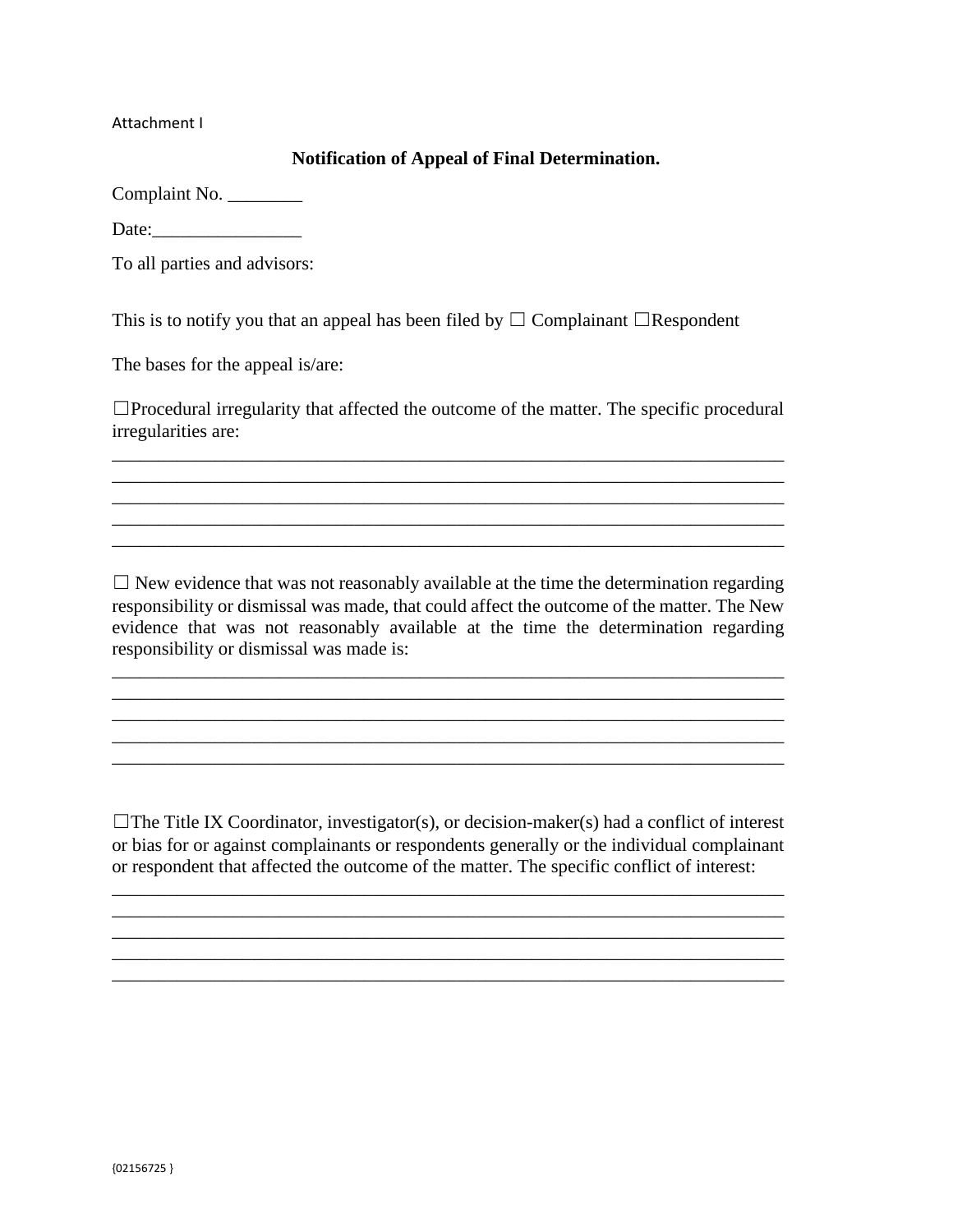Attachment I

**Notification of Appeal of Final Determination.**

Complaint No. ________

Date:________________

To all parties and advisors:

This is to notify you that an appeal has been filed by ☐ Complainant ☐Respondent

The bases for the appeal is/are:

☐Procedural irregularity that affected the outcome of the matter. The specific procedural irregularities are:

_________________________________________________________________________
_________________________________________________________________________
_________________________________________________________________________
_________________________________________________________________________
_________________________________________________________________________

☐ New evidence that was not reasonably available at the time the determination regarding responsibility or dismissal was made, that could affect the outcome of the matter. The New evidence that was not reasonably available at the time the determination regarding responsibility or dismissal was made is:

_________________________________________________________________________
_________________________________________________________________________
_________________________________________________________________________
_________________________________________________________________________
_________________________________________________________________________

☐The Title IX Coordinator, investigator(s), or decision-maker(s) had a conflict of interest or bias for or against complainants or respondents generally or the individual complainant or respondent that affected the outcome of the matter. The specific conflict of interest:

_________________________________________________________________________
_________________________________________________________________________
_________________________________________________________________________
_________________________________________________________________________
_________________________________________________________________________

{02156725 }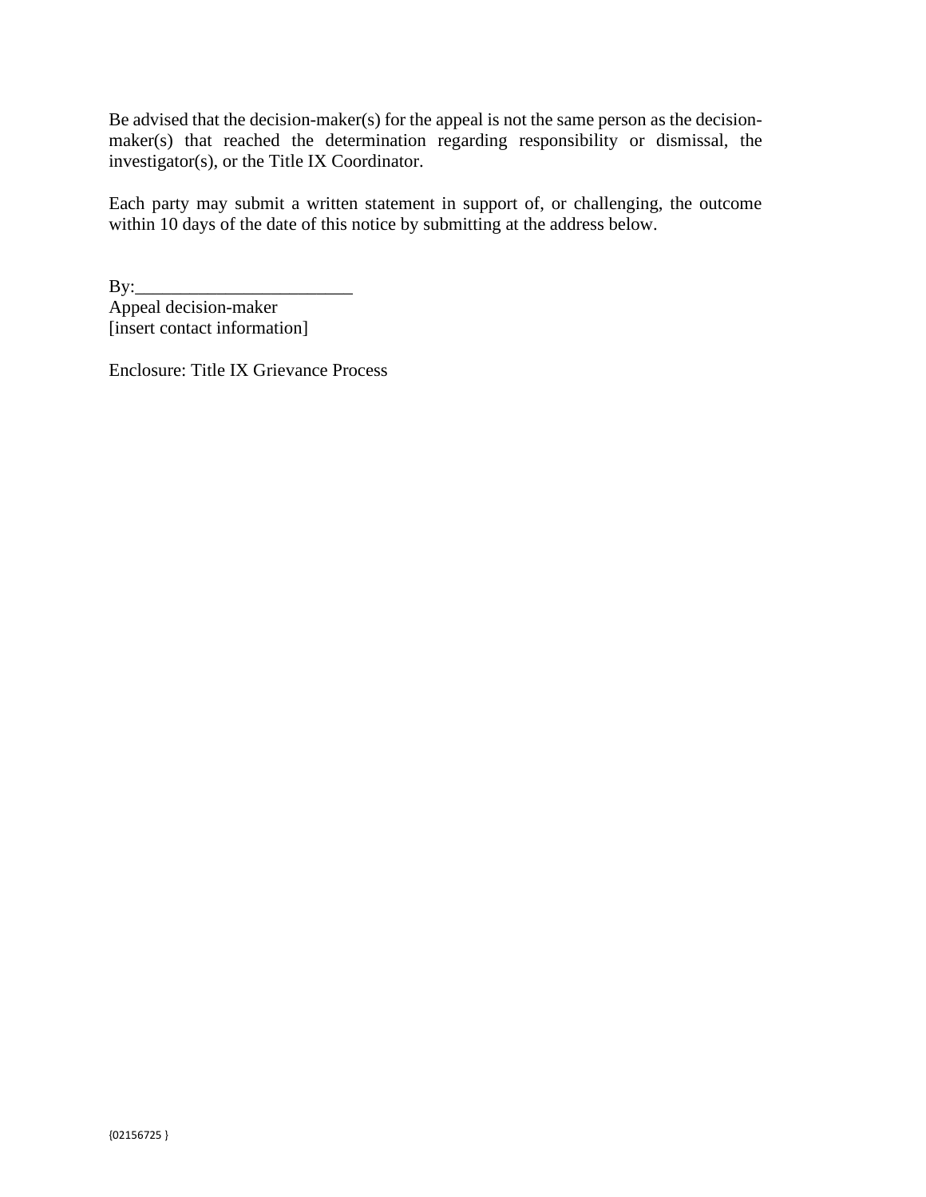Be advised that the decision-maker(s) for the appeal is not the same person as the decision-maker(s) that reached the determination regarding responsibility or dismissal, the investigator(s), or the Title IX Coordinator.

Each party may submit a written statement in support of, or challenging, the outcome within 10 days of the date of this notice by submitting at the address below.

By:________________________
Appeal decision-maker
[insert contact information]

Enclosure: Title IX Grievance Process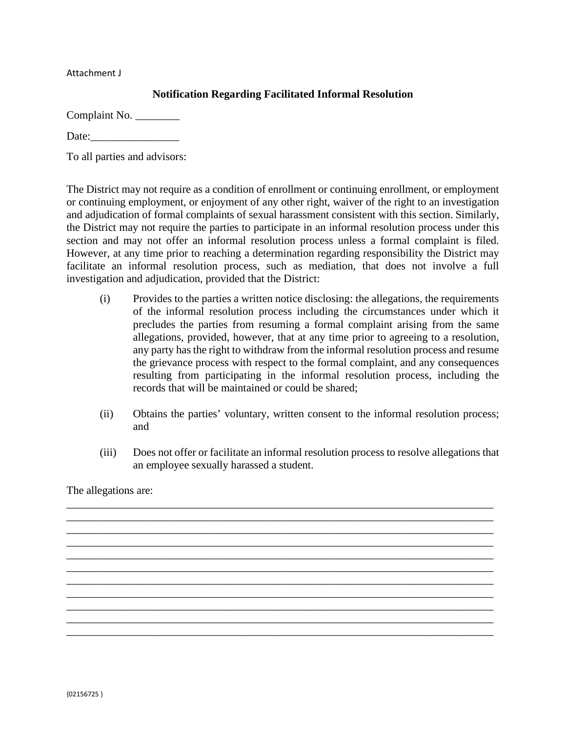Attachment J

## Notification Regarding Facilitated Informal Resolution

Complaint No. ________

Date:________________

To all parties and advisors:

The District may not require as a condition of enrollment or continuing enrollment, or employment or continuing employment, or enjoyment of any other right, waiver of the right to an investigation and adjudication of formal complaints of sexual harassment consistent with this section. Similarly, the District may not require the parties to participate in an informal resolution process under this section and may not offer an informal resolution process unless a formal complaint is filed. However, at any time prior to reaching a determination regarding responsibility the District may facilitate an informal resolution process, such as mediation, that does not involve a full investigation and adjudication, provided that the District:

(i) Provides to the parties a written notice disclosing: the allegations, the requirements of the informal resolution process including the circumstances under which it precludes the parties from resuming a formal complaint arising from the same allegations, provided, however, that at any time prior to agreeing to a resolution, any party has the right to withdraw from the informal resolution process and resume the grievance process with respect to the formal complaint, and any consequences resulting from participating in the informal resolution process, including the records that will be maintained or could be shared;

(ii) Obtains the parties' voluntary, written consent to the informal resolution process; and

(iii) Does not offer or facilitate an informal resolution process to resolve allegations that an employee sexually harassed a student.

The allegations are:

_____________________________________________________________________________
_____________________________________________________________________________
_____________________________________________________________________________
_____________________________________________________________________________
_____________________________________________________________________________
_____________________________________________________________________________
_____________________________________________________________________________
_____________________________________________________________________________
_____________________________________________________________________________
_____________________________________________________________________________
_____________________________________________________________________________

{02156725 }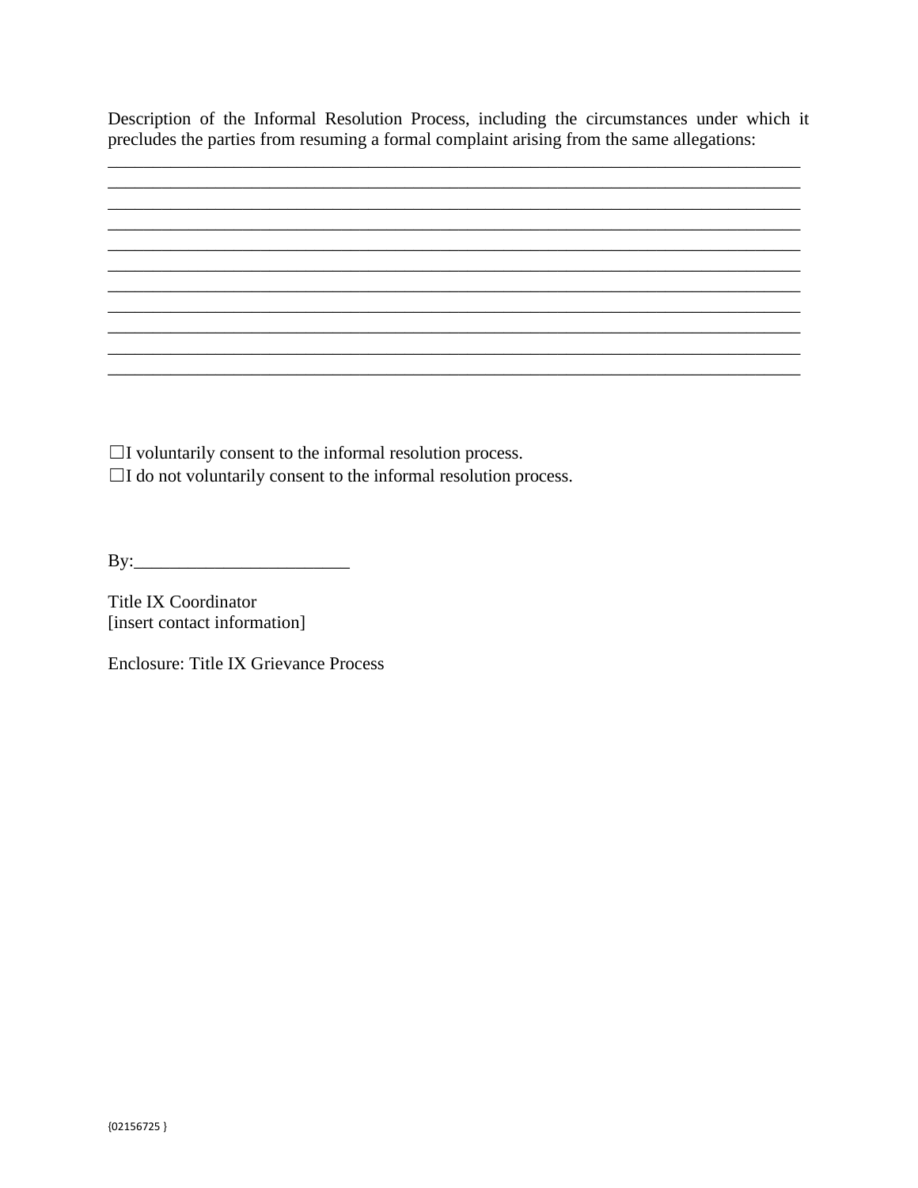Description of the Informal Resolution Process, including the circumstances under which it precludes the parties from resuming a formal complaint arising from the same allegations:

______________________________________________________________________________
______________________________________________________________________________
______________________________________________________________________________
______________________________________________________________________________
______________________________________________________________________________
______________________________________________________________________________
______________________________________________________________________________
______________________________________________________________________________
______________________________________________________________________________
______________________________________________________________________________
______________________________________________________________________________

☐I voluntarily consent to the informal resolution process.
☐I do not voluntarily consent to the informal resolution process.

By:________________________

Title IX Coordinator
[insert contact information]

Enclosure: Title IX Grievance Process

{02156725 }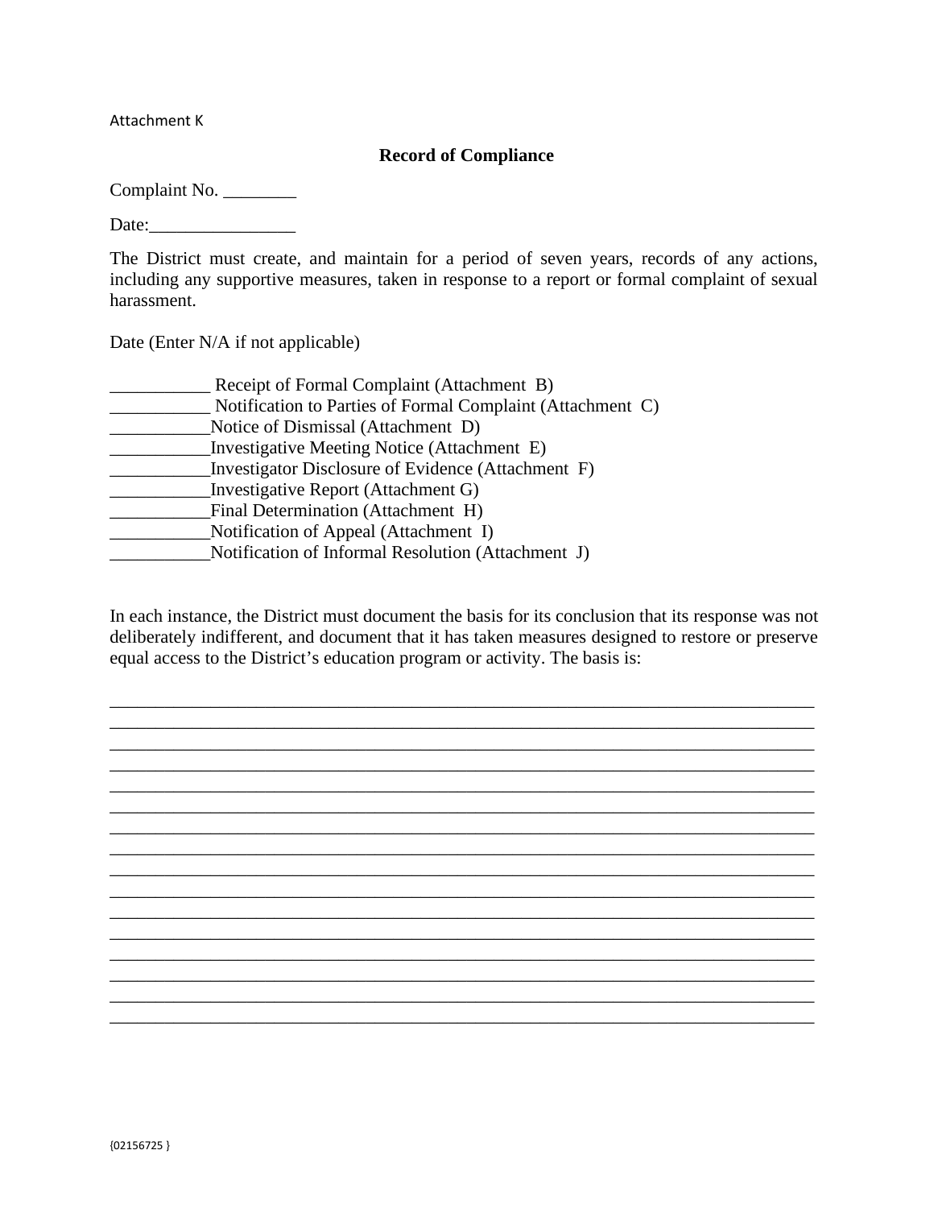Attachment K

**Record of Compliance**

Complaint No. ________

Date:________________

The District must create, and maintain for a period of seven years, records of any actions, including any supportive measures, taken in response to a report or formal complaint of sexual harassment.

Date (Enter N/A if not applicable)

___________ Receipt of Formal Complaint (Attachment B)
___________ Notification to Parties of Formal Complaint (Attachment C)
___________Notice of Dismissal (Attachment D)
___________Investigative Meeting Notice (Attachment E)
___________Investigator Disclosure of Evidence (Attachment F)
___________Investigative Report (Attachment G)
___________Final Determination (Attachment H)
___________Notification of Appeal (Attachment I)
___________Notification of Informal Resolution (Attachment J)

In each instance, the District must document the basis for its conclusion that its response was not deliberately indifferent, and document that it has taken measures designed to restore or preserve equal access to the District's education program or activity. The basis is:

________________________________________________________________________________
________________________________________________________________________________
________________________________________________________________________________
________________________________________________________________________________
________________________________________________________________________________
________________________________________________________________________________
________________________________________________________________________________
________________________________________________________________________________
________________________________________________________________________________
________________________________________________________________________________
________________________________________________________________________________
________________________________________________________________________________
________________________________________________________________________________
________________________________________________________________________________
________________________________________________________________________________
________________________________________________________________________________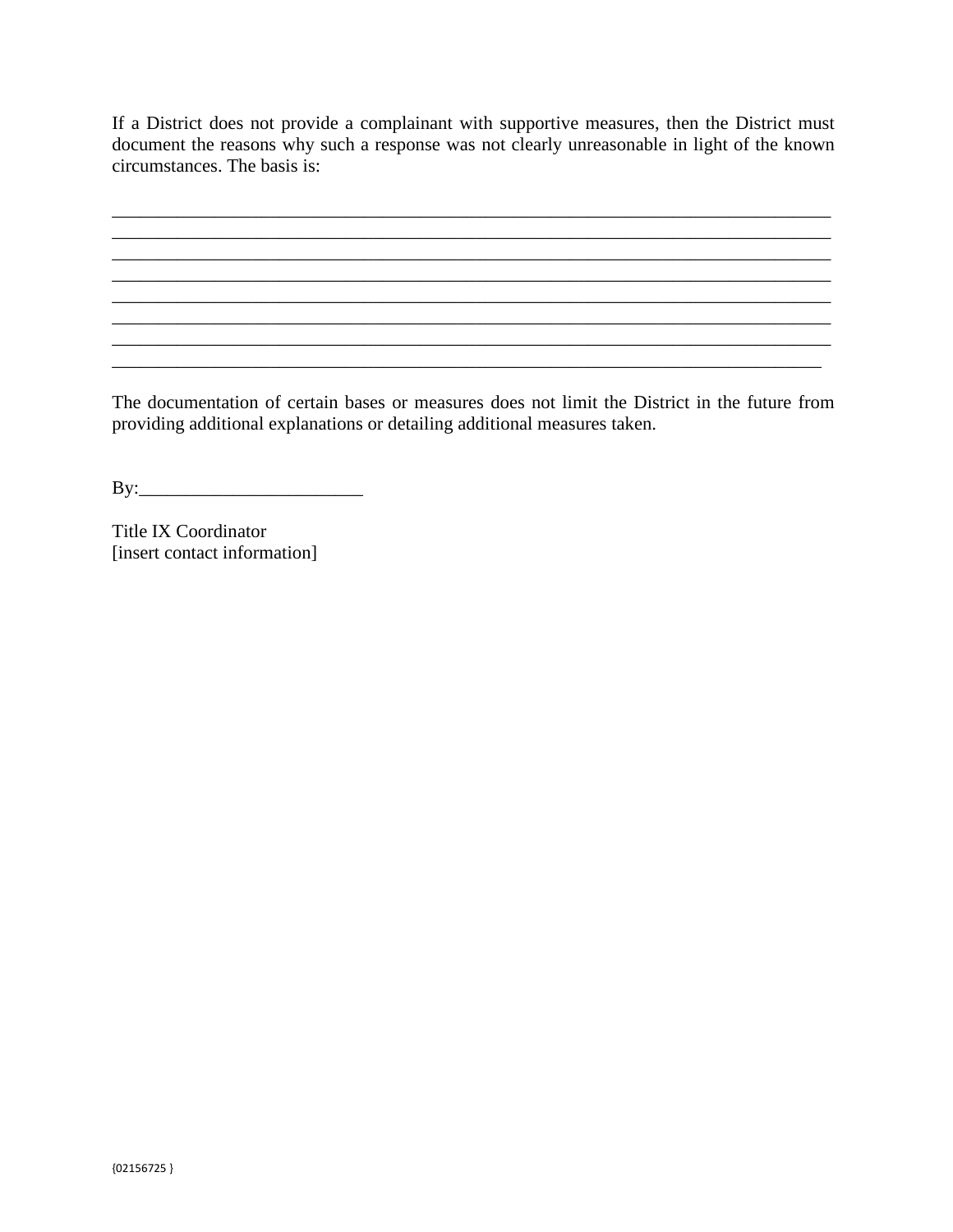If a District does not provide a complainant with supportive measures, then the District must document the reasons why such a response was not clearly unreasonable in light of the known circumstances. The basis is:

______________________________________________________________________________
______________________________________________________________________________
______________________________________________________________________________
______________________________________________________________________________
______________________________________________________________________________
______________________________________________________________________________
______________________________________________________________________________
_____________________________________________________________________________

The documentation of certain bases or measures does not limit the District in the future from providing additional explanations or detailing additional measures taken.

By:________________________

Title IX Coordinator
[insert contact information]

{02156725 }